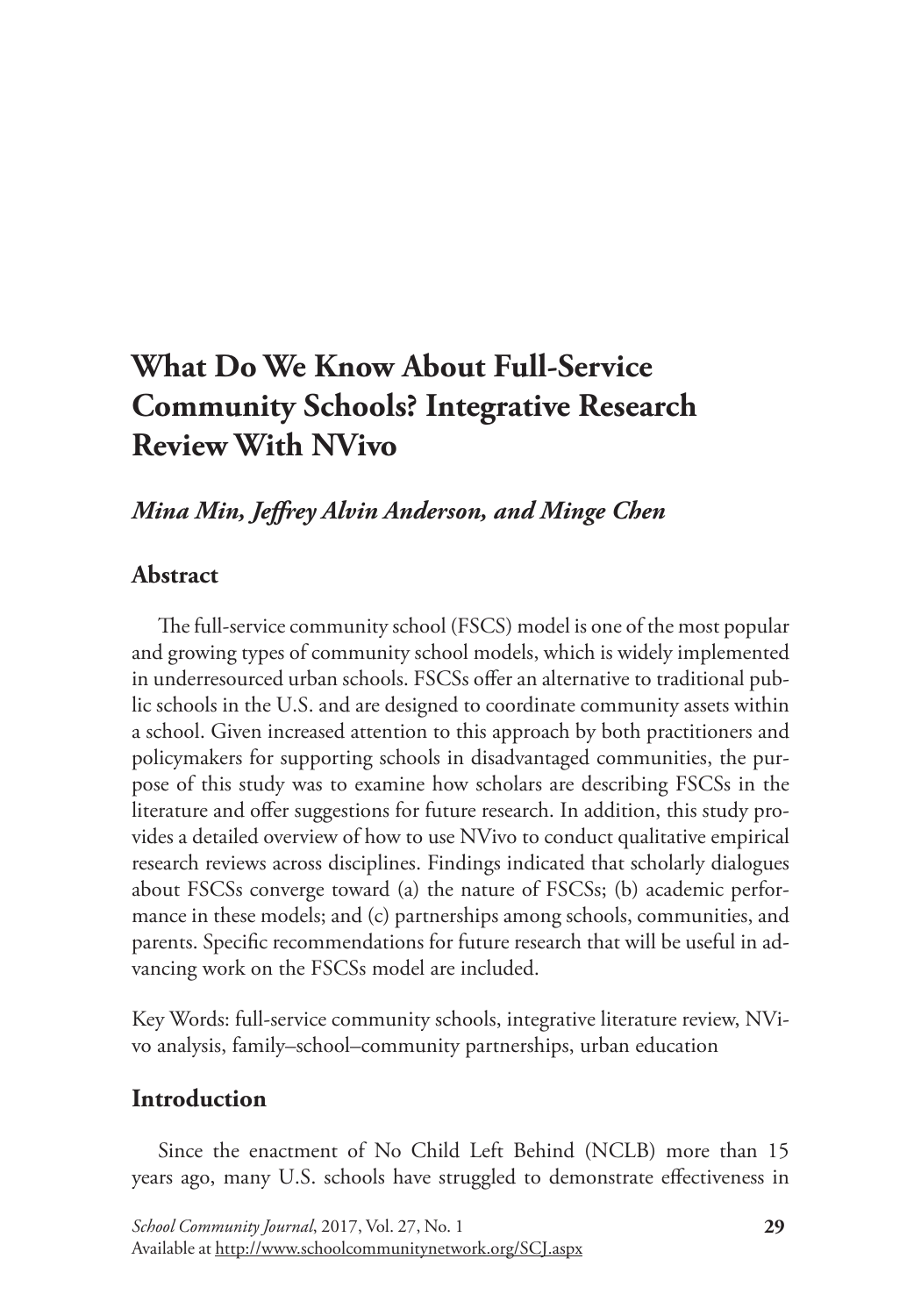# What Do We Know About Full-Service Community Schools? Integrative Research Review With NVivo

***Mina Min, Jeffrey Alvin Anderson, and Minge Chen***

## Abstract

The full-service community school (FSCS) model is one of the most popular and growing types of community school models, which is widely implemented in underresourced urban schools. FSCSs offer an alternative to traditional public schools in the U.S. and are designed to coordinate community assets within a school. Given increased attention to this approach by both practitioners and policymakers for supporting schools in disadvantaged communities, the purpose of this study was to examine how scholars are describing FSCSs in the literature and offer suggestions for future research. In addition, this study provides a detailed overview of how to use NVivo to conduct qualitative empirical research reviews across disciplines. Findings indicated that scholarly dialogues about FSCSs converge toward (a) the nature of FSCSs; (b) academic performance in these models; and (c) partnerships among schools, communities, and parents. Specific recommendations for future research that will be useful in advancing work on the FSCSs model are included.

Key Words: full-service community schools, integrative literature review, NVivo analysis, family–school–community partnerships, urban education

## Introduction

Since the enactment of No Child Left Behind (NCLB) more than 15 years ago, many U.S. schools have struggled to demonstrate effectiveness in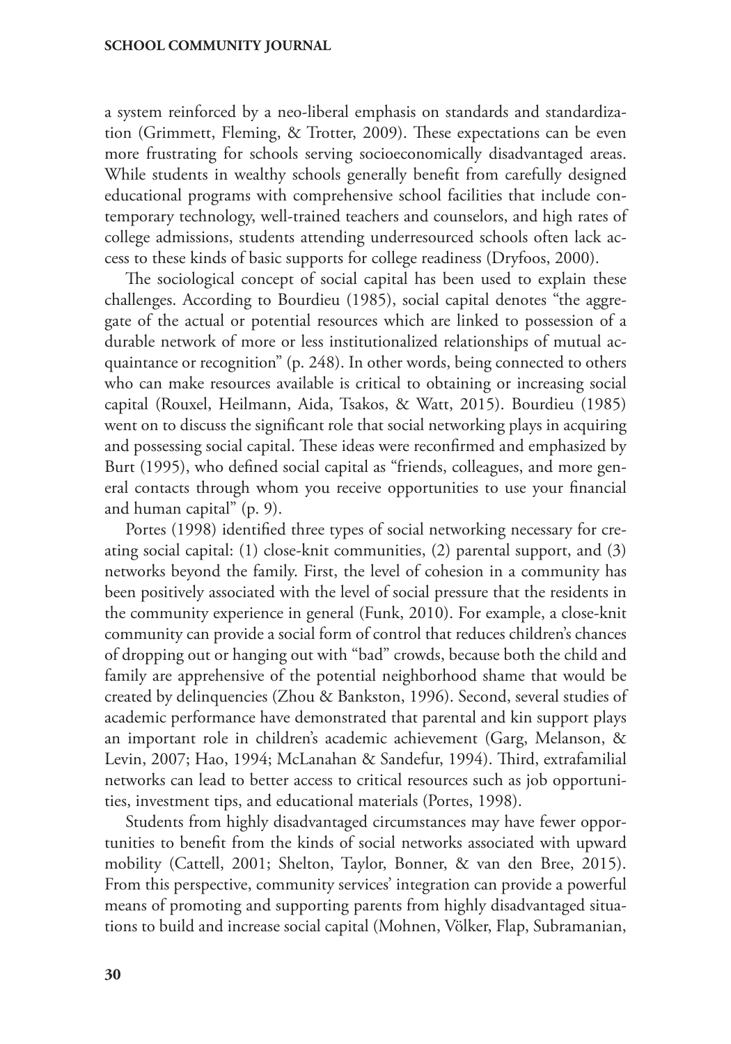a system reinforced by a neo-liberal emphasis on standards and standardization (Grimmett, Fleming, & Trotter, 2009). These expectations can be even more frustrating for schools serving socioeconomically disadvantaged areas. While students in wealthy schools generally benefit from carefully designed educational programs with comprehensive school facilities that include contemporary technology, well-trained teachers and counselors, and high rates of college admissions, students attending underresourced schools often lack access to these kinds of basic supports for college readiness (Dryfoos, 2000).

The sociological concept of social capital has been used to explain these challenges. According to Bourdieu (1985), social capital denotes "the aggregate of the actual or potential resources which are linked to possession of a durable network of more or less institutionalized relationships of mutual acquaintance or recognition" (p. 248). In other words, being connected to others who can make resources available is critical to obtaining or increasing social capital (Rouxel, Heilmann, Aida, Tsakos, & Watt, 2015). Bourdieu (1985) went on to discuss the significant role that social networking plays in acquiring and possessing social capital. These ideas were reconfirmed and emphasized by Burt (1995), who defined social capital as "friends, colleagues, and more general contacts through whom you receive opportunities to use your financial and human capital" (p. 9).

Portes (1998) identified three types of social networking necessary for creating social capital: (1) close-knit communities, (2) parental support, and (3) networks beyond the family. First, the level of cohesion in a community has been positively associated with the level of social pressure that the residents in the community experience in general (Funk, 2010). For example, a close-knit community can provide a social form of control that reduces children's chances of dropping out or hanging out with "bad" crowds, because both the child and family are apprehensive of the potential neighborhood shame that would be created by delinquencies (Zhou & Bankston, 1996). Second, several studies of academic performance have demonstrated that parental and kin support plays an important role in children's academic achievement (Garg, Melanson, & Levin, 2007; Hao, 1994; McLanahan & Sandefur, 1994). Third, extrafamilial networks can lead to better access to critical resources such as job opportunities, investment tips, and educational materials (Portes, 1998).

Students from highly disadvantaged circumstances may have fewer opportunities to benefit from the kinds of social networks associated with upward mobility (Cattell, 2001; Shelton, Taylor, Bonner, & van den Bree, 2015). From this perspective, community services' integration can provide a powerful means of promoting and supporting parents from highly disadvantaged situations to build and increase social capital (Mohnen, Völker, Flap, Subramanian,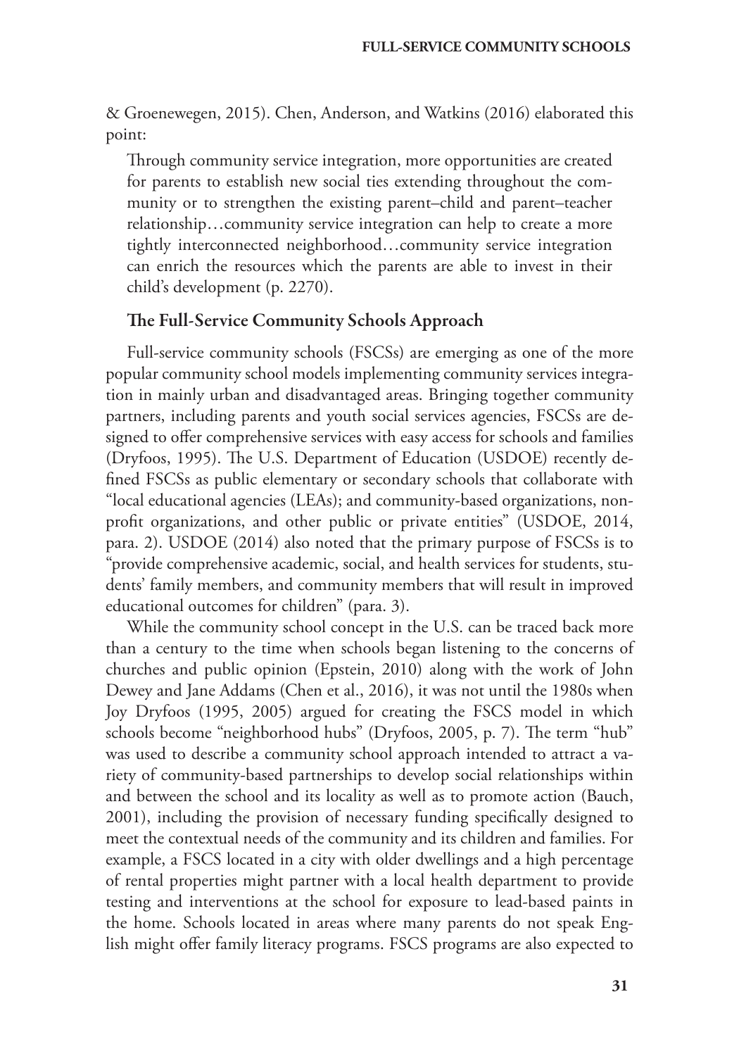& Groenewegen, 2015). Chen, Anderson, and Watkins (2016) elaborated this point:

> Through community service integration, more opportunities are created for parents to establish new social ties extending throughout the community or to strengthen the existing parent–child and parent–teacher relationship…community service integration can help to create a more tightly interconnected neighborhood…community service integration can enrich the resources which the parents are able to invest in their child's development (p. 2270).

### The Full-Service Community Schools Approach

Full-service community schools (FSCSs) are emerging as one of the more popular community school models implementing community services integration in mainly urban and disadvantaged areas. Bringing together community partners, including parents and youth social services agencies, FSCSs are designed to offer comprehensive services with easy access for schools and families (Dryfoos, 1995). The U.S. Department of Education (USDOE) recently defined FSCSs as public elementary or secondary schools that collaborate with "local educational agencies (LEAs); and community-based organizations, nonprofit organizations, and other public or private entities" (USDOE, 2014, para. 2). USDOE (2014) also noted that the primary purpose of FSCSs is to "provide comprehensive academic, social, and health services for students, students' family members, and community members that will result in improved educational outcomes for children" (para. 3).

While the community school concept in the U.S. can be traced back more than a century to the time when schools began listening to the concerns of churches and public opinion (Epstein, 2010) along with the work of John Dewey and Jane Addams (Chen et al., 2016), it was not until the 1980s when Joy Dryfoos (1995, 2005) argued for creating the FSCS model in which schools become "neighborhood hubs" (Dryfoos, 2005, p. 7). The term "hub" was used to describe a community school approach intended to attract a variety of community-based partnerships to develop social relationships within and between the school and its locality as well as to promote action (Bauch, 2001), including the provision of necessary funding specifically designed to meet the contextual needs of the community and its children and families. For example, a FSCS located in a city with older dwellings and a high percentage of rental properties might partner with a local health department to provide testing and interventions at the school for exposure to lead-based paints in the home. Schools located in areas where many parents do not speak English might offer family literacy programs. FSCS programs are also expected to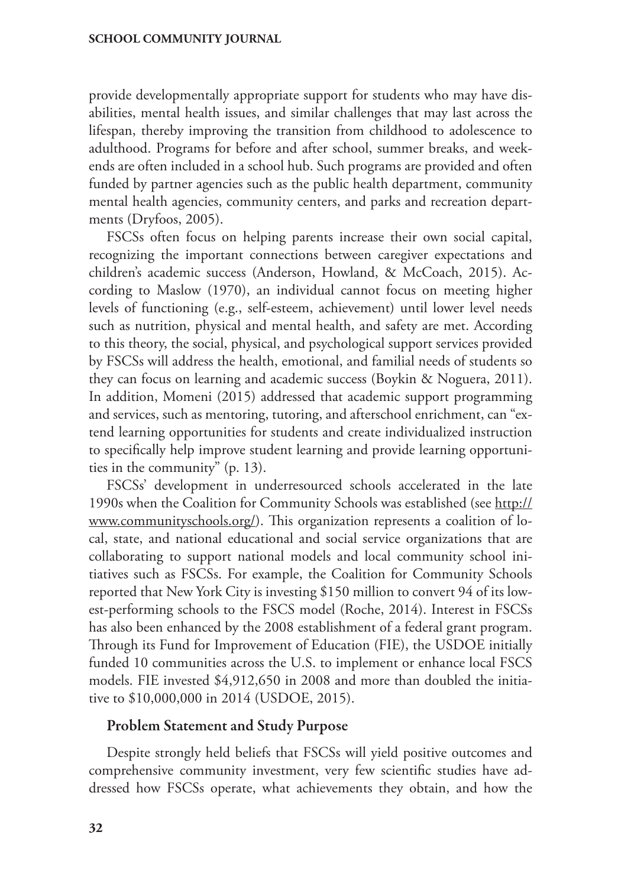provide developmentally appropriate support for students who may have disabilities, mental health issues, and similar challenges that may last across the lifespan, thereby improving the transition from childhood to adolescence to adulthood. Programs for before and after school, summer breaks, and weekends are often included in a school hub. Such programs are provided and often funded by partner agencies such as the public health department, community mental health agencies, community centers, and parks and recreation departments (Dryfoos, 2005).

FSCSs often focus on helping parents increase their own social capital, recognizing the important connections between caregiver expectations and children's academic success (Anderson, Howland, & McCoach, 2015). According to Maslow (1970), an individual cannot focus on meeting higher levels of functioning (e.g., self-esteem, achievement) until lower level needs such as nutrition, physical and mental health, and safety are met. According to this theory, the social, physical, and psychological support services provided by FSCSs will address the health, emotional, and familial needs of students so they can focus on learning and academic success (Boykin & Noguera, 2011). In addition, Momeni (2015) addressed that academic support programming and services, such as mentoring, tutoring, and afterschool enrichment, can "extend learning opportunities for students and create individualized instruction to specifically help improve student learning and provide learning opportunities in the community" (p. 13).

FSCSs' development in underresourced schools accelerated in the late 1990s when the Coalition for Community Schools was established (see http://www.communityschools.org/). This organization represents a coalition of local, state, and national educational and social service organizations that are collaborating to support national models and local community school initiatives such as FSCSs. For example, the Coalition for Community Schools reported that New York City is investing $150 million to convert 94 of its lowest-performing schools to the FSCS model (Roche, 2014). Interest in FSCSs has also been enhanced by the 2008 establishment of a federal grant program. Through its Fund for Improvement of Education (FIE), the USDOE initially funded 10 communities across the U.S. to implement or enhance local FSCS models. FIE invested $4,912,650 in 2008 and more than doubled the initiative to $10,000,000 in 2014 (USDOE, 2015).

## Problem Statement and Study Purpose

Despite strongly held beliefs that FSCSs will yield positive outcomes and comprehensive community investment, very few scientific studies have addressed how FSCSs operate, what achievements they obtain, and how the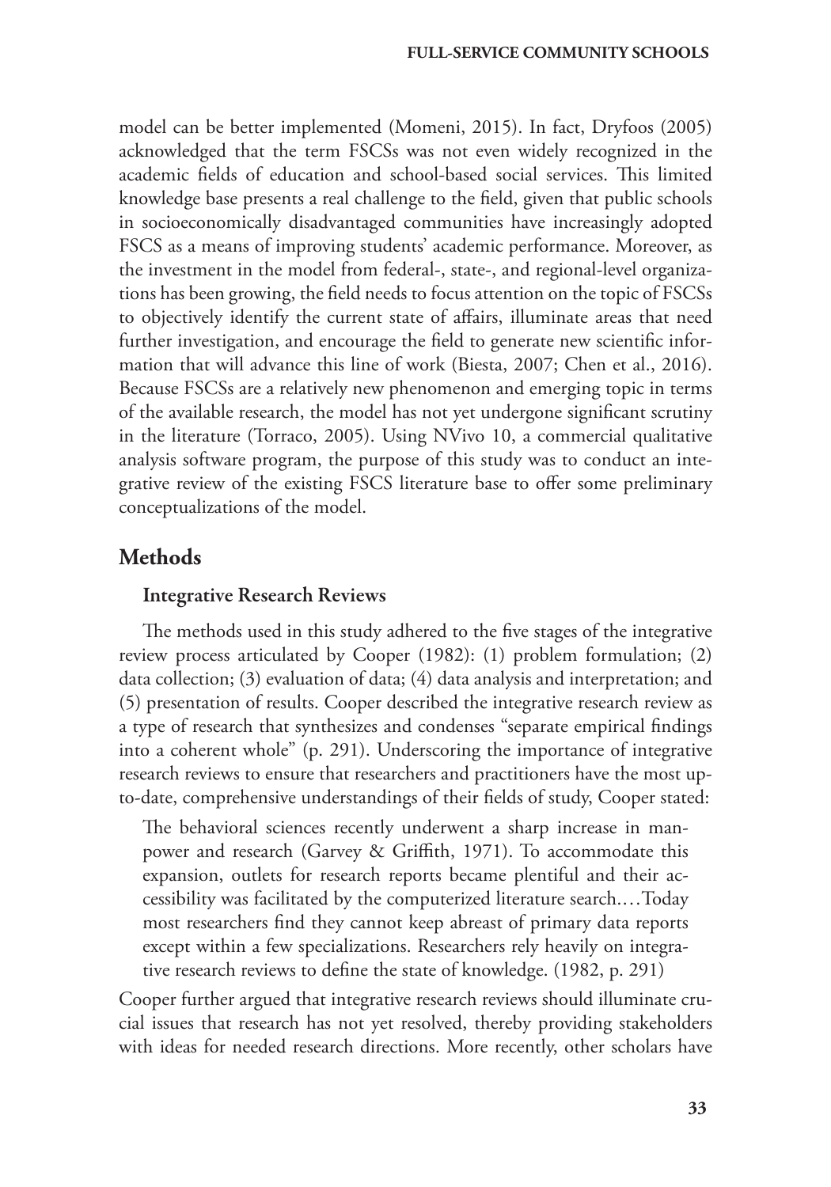model can be better implemented (Momeni, 2015). In fact, Dryfoos (2005) acknowledged that the term FSCSs was not even widely recognized in the academic fields of education and school-based social services. This limited knowledge base presents a real challenge to the field, given that public schools in socioeconomically disadvantaged communities have increasingly adopted FSCS as a means of improving students' academic performance. Moreover, as the investment in the model from federal-, state-, and regional-level organizations has been growing, the field needs to focus attention on the topic of FSCSs to objectively identify the current state of affairs, illuminate areas that need further investigation, and encourage the field to generate new scientific information that will advance this line of work (Biesta, 2007; Chen et al., 2016). Because FSCSs are a relatively new phenomenon and emerging topic in terms of the available research, the model has not yet undergone significant scrutiny in the literature (Torraco, 2005). Using NVivo 10, a commercial qualitative analysis software program, the purpose of this study was to conduct an integrative review of the existing FSCS literature base to offer some preliminary conceptualizations of the model.

## Methods

### Integrative Research Reviews

The methods used in this study adhered to the five stages of the integrative review process articulated by Cooper (1982): (1) problem formulation; (2) data collection; (3) evaluation of data; (4) data analysis and interpretation; and (5) presentation of results. Cooper described the integrative research review as a type of research that synthesizes and condenses "separate empirical findings into a coherent whole" (p. 291). Underscoring the importance of integrative research reviews to ensure that researchers and practitioners have the most up-to-date, comprehensive understandings of their fields of study, Cooper stated:

> The behavioral sciences recently underwent a sharp increase in manpower and research (Garvey & Griffith, 1971). To accommodate this expansion, outlets for research reports became plentiful and their accessibility was facilitated by the computerized literature search.…Today most researchers find they cannot keep abreast of primary data reports except within a few specializations. Researchers rely heavily on integrative research reviews to define the state of knowledge. (1982, p. 291)

Cooper further argued that integrative research reviews should illuminate crucial issues that research has not yet resolved, thereby providing stakeholders with ideas for needed research directions. More recently, other scholars have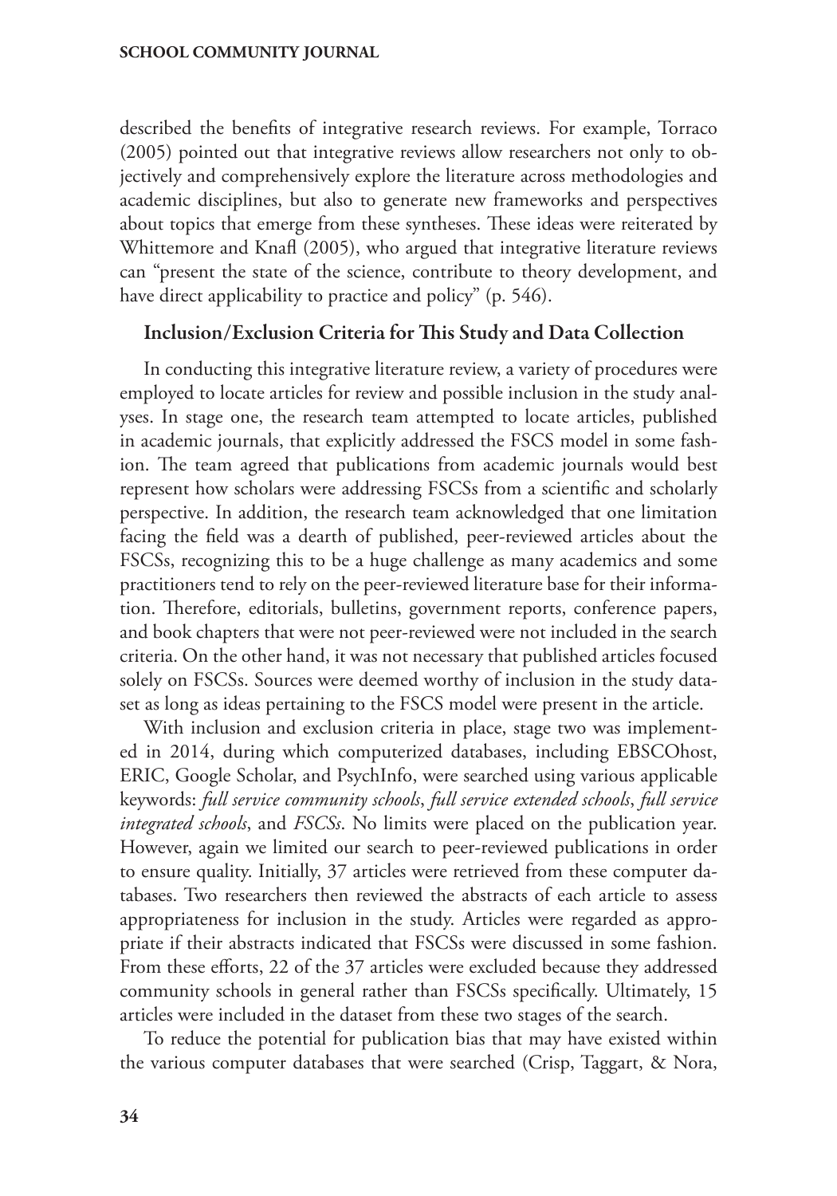described the benefits of integrative research reviews. For example, Torraco (2005) pointed out that integrative reviews allow researchers not only to objectively and comprehensively explore the literature across methodologies and academic disciplines, but also to generate new frameworks and perspectives about topics that emerge from these syntheses. These ideas were reiterated by Whittemore and Knafl (2005), who argued that integrative literature reviews can "present the state of the science, contribute to theory development, and have direct applicability to practice and policy" (p. 546).

### Inclusion/Exclusion Criteria for This Study and Data Collection

In conducting this integrative literature review, a variety of procedures were employed to locate articles for review and possible inclusion in the study analyses. In stage one, the research team attempted to locate articles, published in academic journals, that explicitly addressed the FSCS model in some fashion. The team agreed that publications from academic journals would best represent how scholars were addressing FSCSs from a scientific and scholarly perspective. In addition, the research team acknowledged that one limitation facing the field was a dearth of published, peer-reviewed articles about the FSCSs, recognizing this to be a huge challenge as many academics and some practitioners tend to rely on the peer-reviewed literature base for their information. Therefore, editorials, bulletins, government reports, conference papers, and book chapters that were not peer-reviewed were not included in the search criteria. On the other hand, it was not necessary that published articles focused solely on FSCSs. Sources were deemed worthy of inclusion in the study dataset as long as ideas pertaining to the FSCS model were present in the article.

With inclusion and exclusion criteria in place, stage two was implemented in 2014, during which computerized databases, including EBSCOhost, ERIC, Google Scholar, and PsychInfo, were searched using various applicable keywords: *full service community schools*, *full service extended schools*, *full service integrated schools*, and *FSCSs*. No limits were placed on the publication year. However, again we limited our search to peer-reviewed publications in order to ensure quality. Initially, 37 articles were retrieved from these computer databases. Two researchers then reviewed the abstracts of each article to assess appropriateness for inclusion in the study. Articles were regarded as appropriate if their abstracts indicated that FSCSs were discussed in some fashion. From these efforts, 22 of the 37 articles were excluded because they addressed community schools in general rather than FSCSs specifically. Ultimately, 15 articles were included in the dataset from these two stages of the search.

To reduce the potential for publication bias that may have existed within the various computer databases that were searched (Crisp, Taggart, & Nora,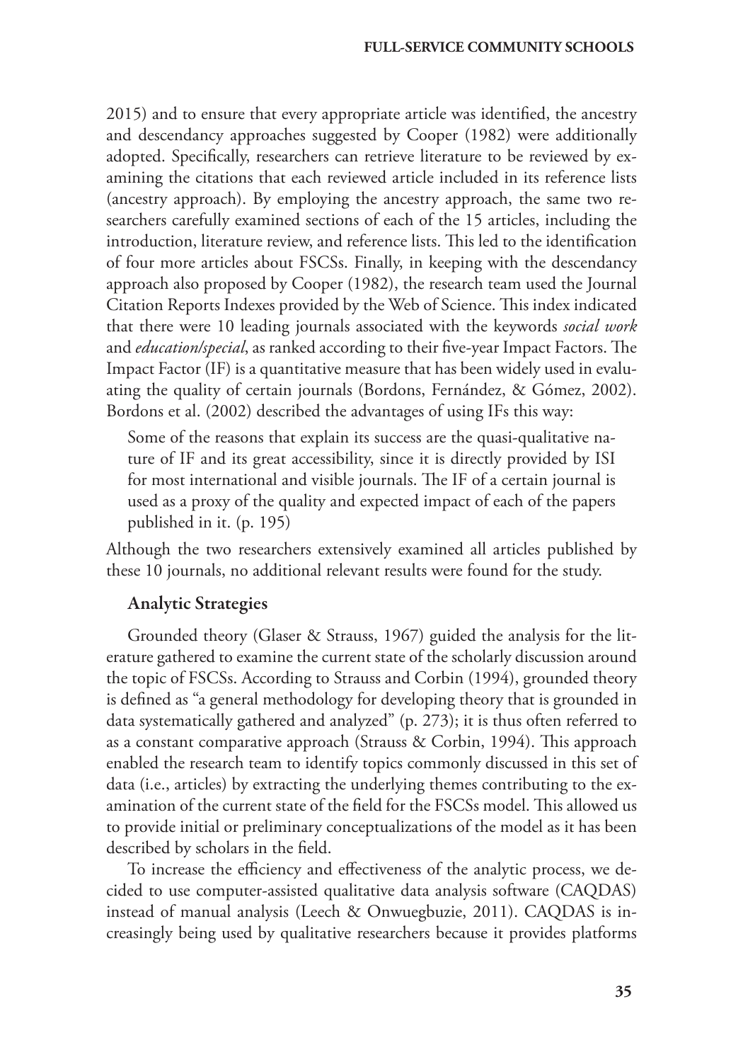2015) and to ensure that every appropriate article was identified, the ancestry and descendancy approaches suggested by Cooper (1982) were additionally adopted. Specifically, researchers can retrieve literature to be reviewed by examining the citations that each reviewed article included in its reference lists (ancestry approach). By employing the ancestry approach, the same two researchers carefully examined sections of each of the 15 articles, including the introduction, literature review, and reference lists. This led to the identification of four more articles about FSCSs. Finally, in keeping with the descendancy approach also proposed by Cooper (1982), the research team used the Journal Citation Reports Indexes provided by the Web of Science. This index indicated that there were 10 leading journals associated with the keywords *social work* and *education/special*, as ranked according to their five-year Impact Factors. The Impact Factor (IF) is a quantitative measure that has been widely used in evaluating the quality of certain journals (Bordons, Fernández, & Gómez, 2002). Bordons et al. (2002) described the advantages of using IFs this way:

> Some of the reasons that explain its success are the quasi-qualitative nature of IF and its great accessibility, since it is directly provided by ISI for most international and visible journals. The IF of a certain journal is used as a proxy of the quality and expected impact of each of the papers published in it. (p. 195)

Although the two researchers extensively examined all articles published by these 10 journals, no additional relevant results were found for the study.

### Analytic Strategies

Grounded theory (Glaser & Strauss, 1967) guided the analysis for the literature gathered to examine the current state of the scholarly discussion around the topic of FSCSs. According to Strauss and Corbin (1994), grounded theory is defined as "a general methodology for developing theory that is grounded in data systematically gathered and analyzed" (p. 273); it is thus often referred to as a constant comparative approach (Strauss & Corbin, 1994). This approach enabled the research team to identify topics commonly discussed in this set of data (i.e., articles) by extracting the underlying themes contributing to the examination of the current state of the field for the FSCSs model. This allowed us to provide initial or preliminary conceptualizations of the model as it has been described by scholars in the field.

To increase the efficiency and effectiveness of the analytic process, we decided to use computer-assisted qualitative data analysis software (CAQDAS) instead of manual analysis (Leech & Onwuegbuzie, 2011). CAQDAS is increasingly being used by qualitative researchers because it provides platforms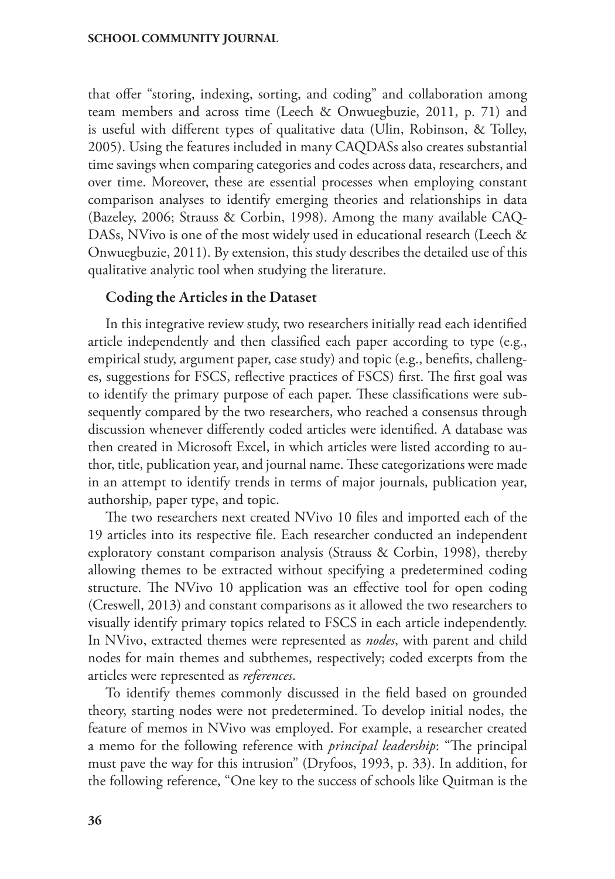that offer "storing, indexing, sorting, and coding" and collaboration among team members and across time (Leech & Onwuegbuzie, 2011, p. 71) and is useful with different types of qualitative data (Ulin, Robinson, & Tolley, 2005). Using the features included in many CAQDASs also creates substantial time savings when comparing categories and codes across data, researchers, and over time. Moreover, these are essential processes when employing constant comparison analyses to identify emerging theories and relationships in data (Bazeley, 2006; Strauss & Corbin, 1998). Among the many available CAQDASs, NVivo is one of the most widely used in educational research (Leech & Onwuegbuzie, 2011). By extension, this study describes the detailed use of this qualitative analytic tool when studying the literature.

### Coding the Articles in the Dataset

In this integrative review study, two researchers initially read each identified article independently and then classified each paper according to type (e.g., empirical study, argument paper, case study) and topic (e.g., benefits, challenges, suggestions for FSCS, reflective practices of FSCS) first. The first goal was to identify the primary purpose of each paper. These classifications were subsequently compared by the two researchers, who reached a consensus through discussion whenever differently coded articles were identified. A database was then created in Microsoft Excel, in which articles were listed according to author, title, publication year, and journal name. These categorizations were made in an attempt to identify trends in terms of major journals, publication year, authorship, paper type, and topic.

The two researchers next created NVivo 10 files and imported each of the 19 articles into its respective file. Each researcher conducted an independent exploratory constant comparison analysis (Strauss & Corbin, 1998), thereby allowing themes to be extracted without specifying a predetermined coding structure. The NVivo 10 application was an effective tool for open coding (Creswell, 2013) and constant comparisons as it allowed the two researchers to visually identify primary topics related to FSCS in each article independently. In NVivo, extracted themes were represented as *nodes*, with parent and child nodes for main themes and subthemes, respectively; coded excerpts from the articles were represented as *references*.

To identify themes commonly discussed in the field based on grounded theory, starting nodes were not predetermined. To develop initial nodes, the feature of memos in NVivo was employed. For example, a researcher created a memo for the following reference with *principal leadership*: "The principal must pave the way for this intrusion" (Dryfoos, 1993, p. 33). In addition, for the following reference, "One key to the success of schools like Quitman is the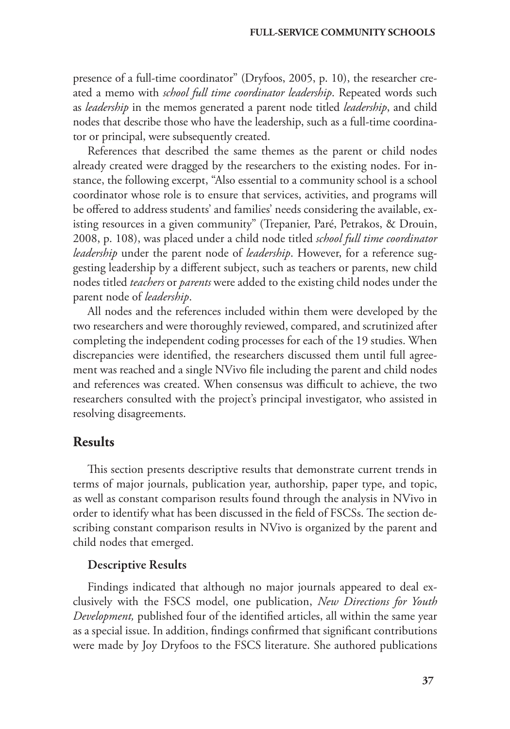presence of a full-time coordinator" (Dryfoos, 2005, p. 10), the researcher created a memo with *school full time coordinator leadership*. Repeated words such as *leadership* in the memos generated a parent node titled *leadership*, and child nodes that describe those who have the leadership, such as a full-time coordinator or principal, were subsequently created.

References that described the same themes as the parent or child nodes already created were dragged by the researchers to the existing nodes. For instance, the following excerpt, "Also essential to a community school is a school coordinator whose role is to ensure that services, activities, and programs will be offered to address students' and families' needs considering the available, existing resources in a given community" (Trepanier, Paré, Petrakos, & Drouin, 2008, p. 108), was placed under a child node titled *school full time coordinator leadership* under the parent node of *leadership*. However, for a reference suggesting leadership by a different subject, such as teachers or parents, new child nodes titled *teachers* or *parents* were added to the existing child nodes under the parent node of *leadership*.

All nodes and the references included within them were developed by the two researchers and were thoroughly reviewed, compared, and scrutinized after completing the independent coding processes for each of the 19 studies. When discrepancies were identified, the researchers discussed them until full agreement was reached and a single NVivo file including the parent and child nodes and references was created. When consensus was difficult to achieve, the two researchers consulted with the project's principal investigator, who assisted in resolving disagreements.

## Results

This section presents descriptive results that demonstrate current trends in terms of major journals, publication year, authorship, paper type, and topic, as well as constant comparison results found through the analysis in NVivo in order to identify what has been discussed in the field of FSCSs. The section describing constant comparison results in NVivo is organized by the parent and child nodes that emerged.

### Descriptive Results

Findings indicated that although no major journals appeared to deal exclusively with the FSCS model, one publication, *New Directions for Youth Development,* published four of the identified articles, all within the same year as a special issue. In addition, findings confirmed that significant contributions were made by Joy Dryfoos to the FSCS literature. She authored publications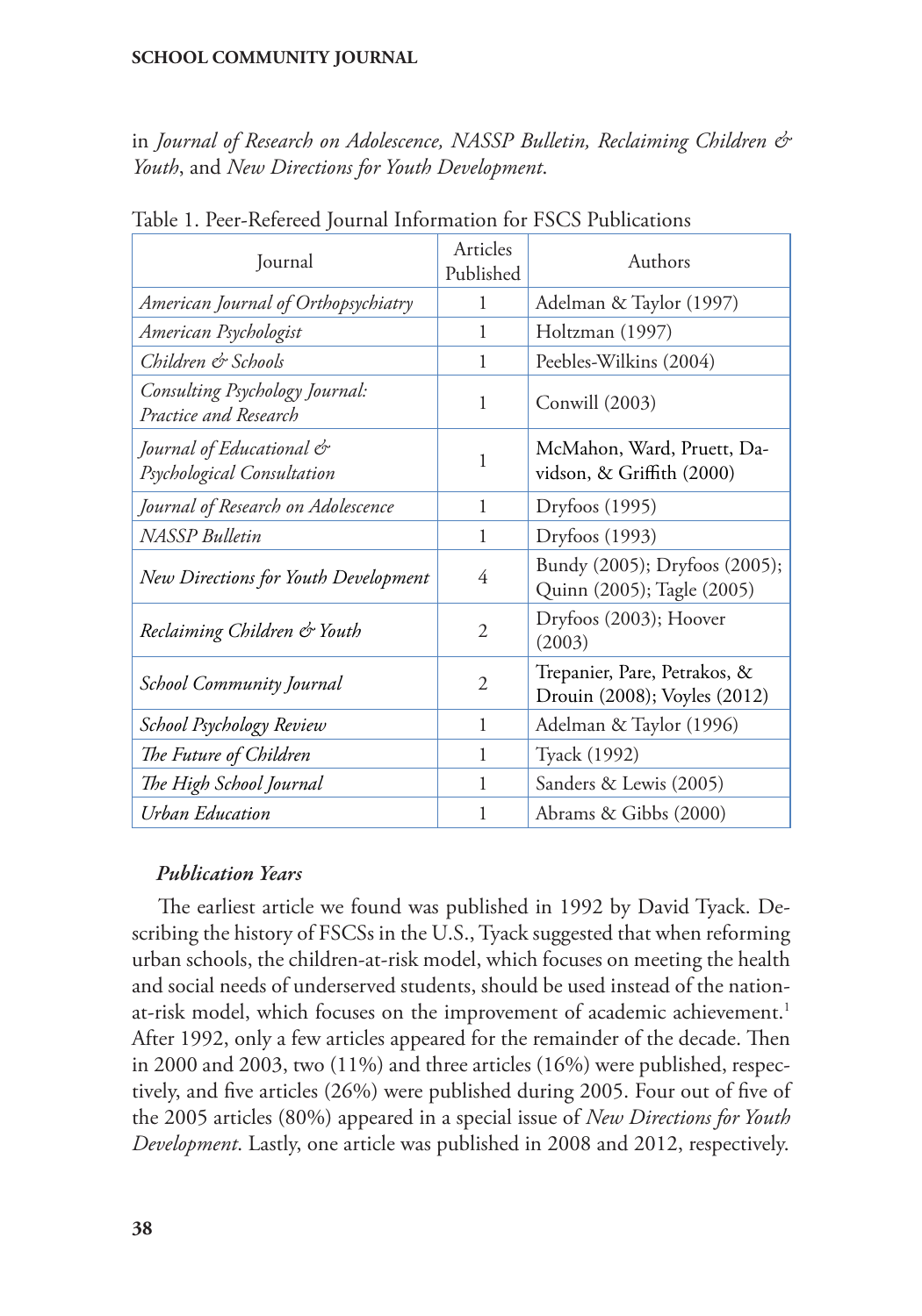in *Journal of Research on Adolescence, NASSP Bulletin, Reclaiming Children & Youth*, and *New Directions for Youth Development*.

Table 1. Peer-Refereed Journal Information for FSCS Publications

| Journal | Articles Published | Authors |
|---|---|---|
| *American Journal of Orthopsychiatry* | 1 | Adelman & Taylor (1997) |
| *American Psychologist* | 1 | Holtzman (1997) |
| *Children & Schools* | 1 | Peebles-Wilkins (2004) |
| *Consulting Psychology Journal: Practice and Research* | 1 | Conwill (2003) |
| *Journal of Educational & Psychological Consultation* | 1 | McMahon, Ward, Pruett, Davidson, & Griffith (2000) |
| *Journal of Research on Adolescence* | 1 | Dryfoos (1995) |
| *NASSP Bulletin* | 1 | Dryfoos (1993) |
| *New Directions for Youth Development* | 4 | Bundy (2005); Dryfoos (2005); Quinn (2005); Tagle (2005) |
| *Reclaiming Children & Youth* | 2 | Dryfoos (2003); Hoover (2003) |
| *School Community Journal* | 2 | Trepanier, Pare, Petrakos, & Drouin (2008); Voyles (2012) |
| *School Psychology Review* | 1 | Adelman & Taylor (1996) |
| *The Future of Children* | 1 | Tyack (1992) |
| *The High School Journal* | 1 | Sanders & Lewis (2005) |
| *Urban Education* | 1 | Abrams & Gibbs (2000) |

### *Publication Years*

The earliest article we found was published in 1992 by David Tyack. Describing the history of FSCSs in the U.S., Tyack suggested that when reforming urban schools, the children-at-risk model, which focuses on meeting the health and social needs of underserved students, should be used instead of the nation-at-risk model, which focuses on the improvement of academic achievement.[1] After 1992, only a few articles appeared for the remainder of the decade. Then in 2000 and 2003, two (11%) and three articles (16%) were published, respectively, and five articles (26%) were published during 2005. Four out of five of the 2005 articles (80%) appeared in a special issue of *New Directions for Youth Development*. Lastly, one article was published in 2008 and 2012, respectively.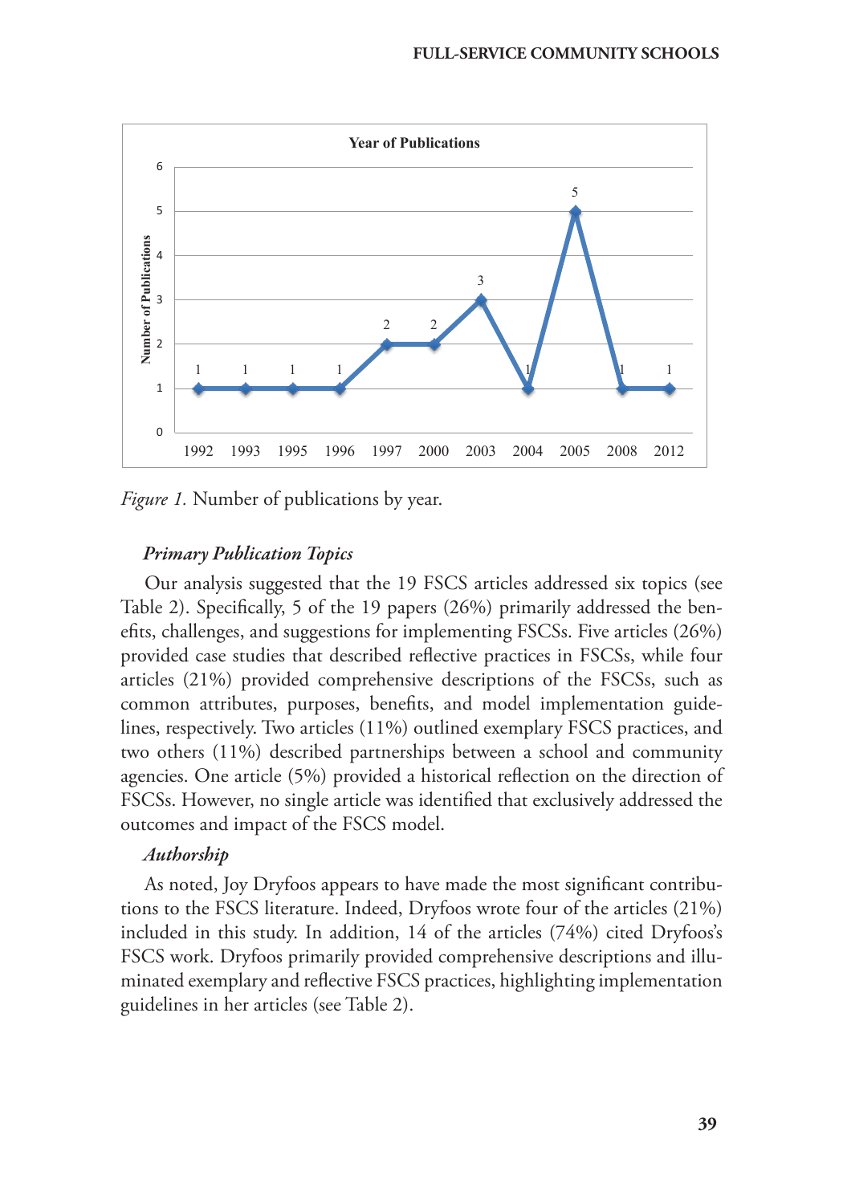*Figure 1.* Number of publications by year.

### *Primary Publication Topics*

Our analysis suggested that the 19 FSCS articles addressed six topics (see Table 2). Specifically, 5 of the 19 papers (26%) primarily addressed the benefits, challenges, and suggestions for implementing FSCSs. Five articles (26%) provided case studies that described reflective practices in FSCSs, while four articles (21%) provided comprehensive descriptions of the FSCSs, such as common attributes, purposes, benefits, and model implementation guidelines, respectively. Two articles (11%) outlined exemplary FSCS practices, and two others (11%) described partnerships between a school and community agencies. One article (5%) provided a historical reflection on the direction of FSCSs. However, no single article was identified that exclusively addressed the outcomes and impact of the FSCS model.

### *Authorship*

As noted, Joy Dryfoos appears to have made the most significant contributions to the FSCS literature. Indeed, Dryfoos wrote four of the articles (21%) included in this study. In addition, 14 of the articles (74%) cited Dryfoos's FSCS work. Dryfoos primarily provided comprehensive descriptions and illuminated exemplary and reflective FSCS practices, highlighting implementation guidelines in her articles (see Table 2).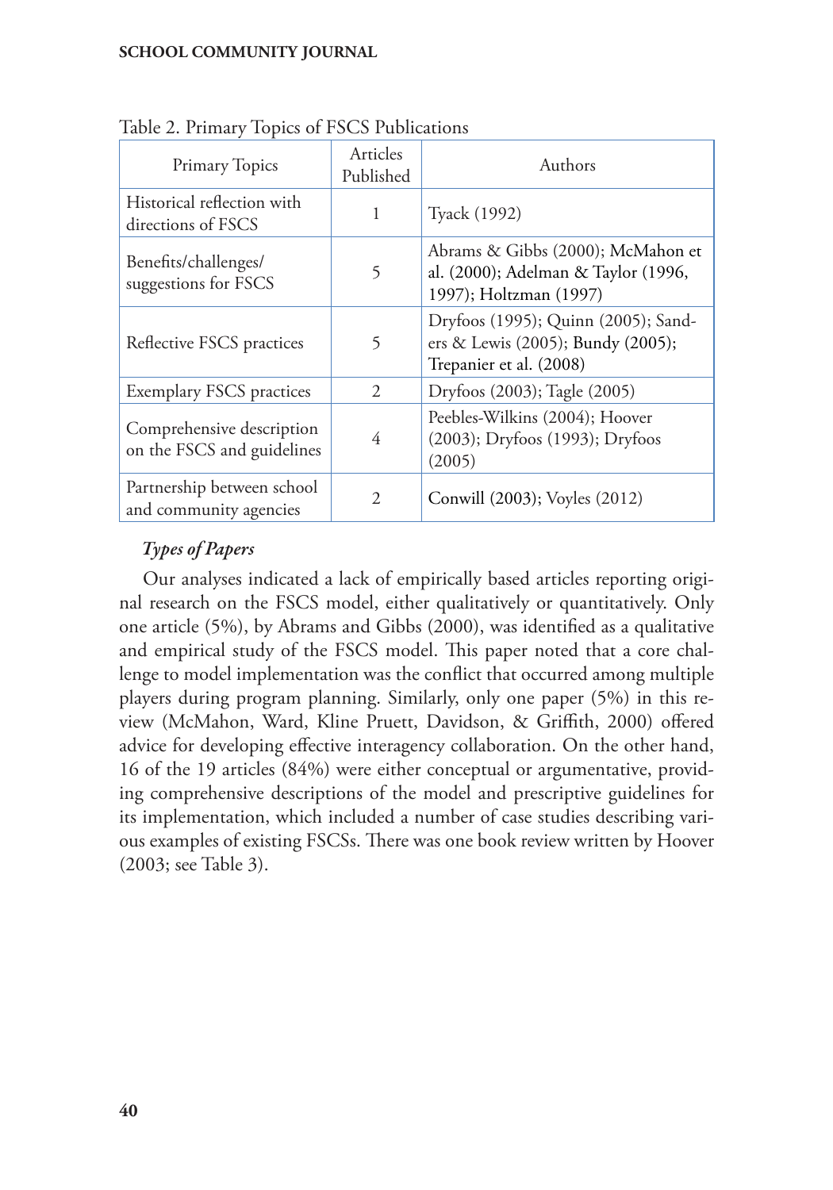Table 2. Primary Topics of FSCS Publications

| Primary Topics | Articles Published | Authors |
|---|---|---|
| Historical reflection with directions of FSCS | 1 | Tyack (1992) |
| Benefits/challenges/ suggestions for FSCS | 5 | Abrams & Gibbs (2000); McMahon et al. (2000); Adelman & Taylor (1996, 1997); Holtzman (1997) |
| Reflective FSCS practices | 5 | Dryfoos (1995); Quinn (2005); Sanders & Lewis (2005); Bundy (2005); Trepanier et al. (2008) |
| Exemplary FSCS practices | 2 | Dryfoos (2003); Tagle (2005) |
| Comprehensive description on the FSCS and guidelines | 4 | Peebles-Wilkins (2004); Hoover (2003); Dryfoos (1993); Dryfoos (2005) |
| Partnership between school and community agencies | 2 | Conwill (2003); Voyles (2012) |

### *Types of Papers*

Our analyses indicated a lack of empirically based articles reporting original research on the FSCS model, either qualitatively or quantitatively. Only one article (5%), by Abrams and Gibbs (2000), was identified as a qualitative and empirical study of the FSCS model. This paper noted that a core challenge to model implementation was the conflict that occurred among multiple players during program planning. Similarly, only one paper (5%) in this review (McMahon, Ward, Kline Pruett, Davidson, & Griffith, 2000) offered advice for developing effective interagency collaboration. On the other hand, 16 of the 19 articles (84%) were either conceptual or argumentative, providing comprehensive descriptions of the model and prescriptive guidelines for its implementation, which included a number of case studies describing various examples of existing FSCSs. There was one book review written by Hoover (2003; see Table 3).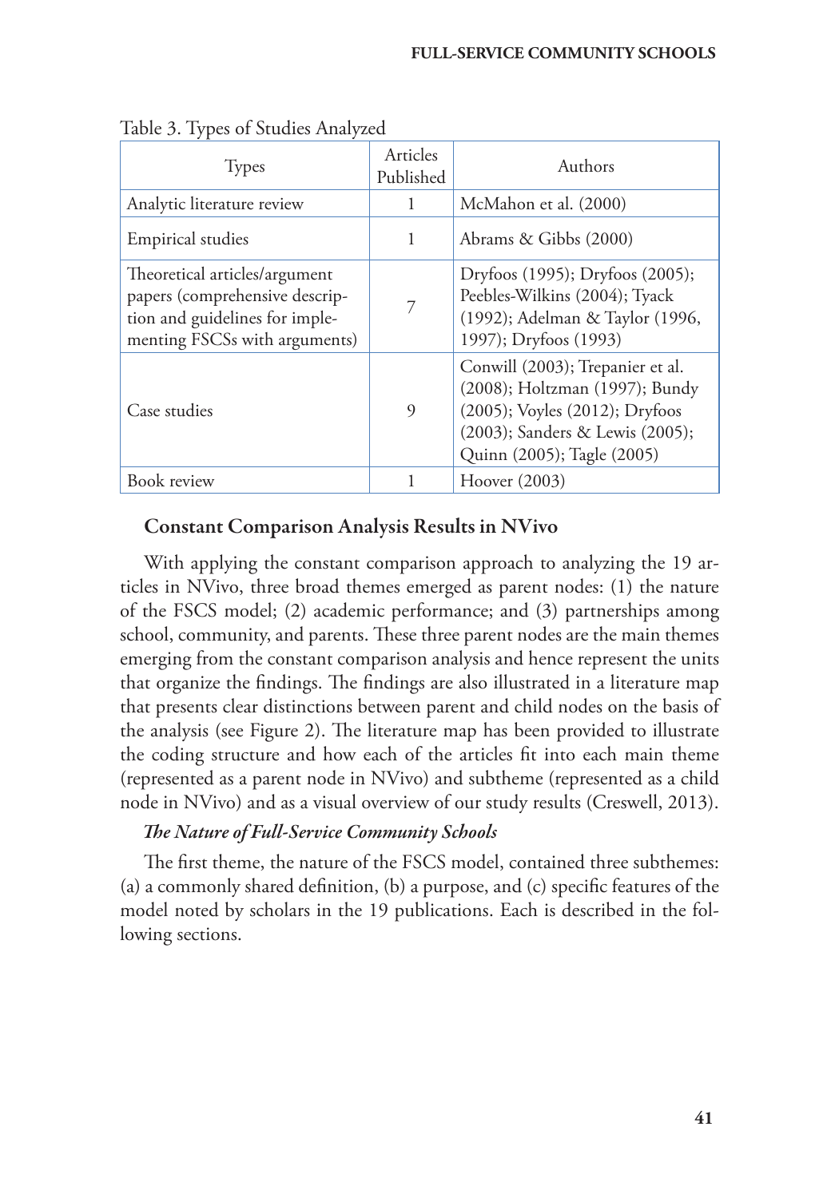Table 3. Types of Studies Analyzed

| Types | Articles Published | Authors |
| --- | --- | --- |
| Analytic literature review | 1 | McMahon et al. (2000) |
| Empirical studies | 1 | Abrams & Gibbs (2000) |
| Theoretical articles/argument papers (comprehensive description and guidelines for implementing FSCSs with arguments) | 7 | Dryfoos (1995); Dryfoos (2005); Peebles-Wilkins (2004); Tyack (1992); Adelman & Taylor (1996, 1997); Dryfoos (1993) |
| Case studies | 9 | Conwill (2003); Trepanier et al. (2008); Holtzman (1997); Bundy (2005); Voyles (2012); Dryfoos (2003); Sanders & Lewis (2005); Quinn (2005); Tagle (2005) |
| Book review | 1 | Hoover (2003) |

### Constant Comparison Analysis Results in NVivo

With applying the constant comparison approach to analyzing the 19 articles in NVivo, three broad themes emerged as parent nodes: (1) the nature of the FSCS model; (2) academic performance; and (3) partnerships among school, community, and parents. These three parent nodes are the main themes emerging from the constant comparison analysis and hence represent the units that organize the findings. The findings are also illustrated in a literature map that presents clear distinctions between parent and child nodes on the basis of the analysis (see Figure 2). The literature map has been provided to illustrate the coding structure and how each of the articles fit into each main theme (represented as a parent node in NVivo) and subtheme (represented as a child node in NVivo) and as a visual overview of our study results (Creswell, 2013).

#### *The Nature of Full-Service Community Schools*

The first theme, the nature of the FSCS model, contained three subthemes: (a) a commonly shared definition, (b) a purpose, and (c) specific features of the model noted by scholars in the 19 publications. Each is described in the following sections.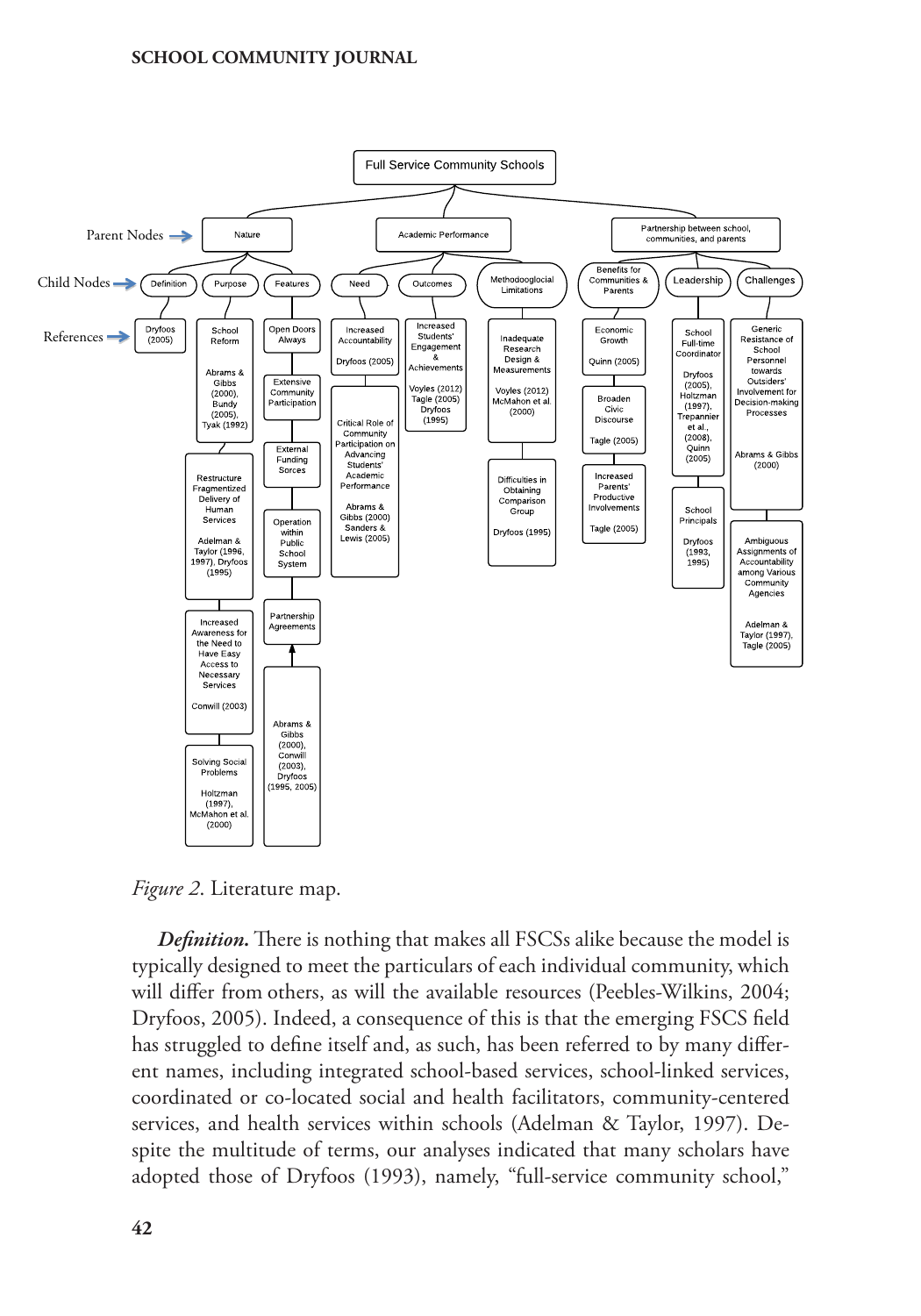Full Service Community Schools

- **Nature** (Parent Node)
  - **Definition** (Child Node)
    - Dryfoos (2005)
  - **Purpose**
    - School Reform — Abrams & Gibbs (2000), Bundy (2005), Tyak (1992)
    - Restructure Fragmented Delivery of Human Services — Adelman & Taylor (1996, 1997), Dryfoos (1995)
    - Increased Awareness for the Need to Have Easy Access to Necessary Services — Conwill (2003)
    - Solving Social Problems — Holtzman (1997), McMahon et al. (2000)
  - **Features**
    - Open Doors Always
    - Extensive Community Participation
    - External Funding Sorces
    - Operation within Public School System
    - Partnership Agreements
    - Abrams & Gibbs (2000), Conwill (2003), Dryfoos (1995, 2005)
- **Academic Performance**
  - **Need**
    - Increased Accountability — Dryfoos (2005)
    - Critical Role of Community Participation on Advancing Students' Academic Performance — Abrams & Gibbs (2000) Sanders & Lewis (2005)
  - **Outcomes**
    - Increased Students' Engagement & Achievements — Voyles (2012) Tagle (2005) Dryfoos (1995)
  - **Methodooglocial Limitations**
    - Inadequate Research Design & Measurements — Voyles (2012) McMahon et al. (2000)
    - Difficulties in Obtaining Comparison Group — Dryfoos (1995)
- **Partnership between school, communities, and parents**
  - **Benefits for Communities & Parents**
    - Economic Growth — Quinn (2005)
    - Broaden Civic Discourse — Tagle (2005)
    - Increased Parents' Productive Involvements — Tagle (2005)
  - **Leadership**
    - School Full-time Coordinator — Dryfoos (2005), Holtzman (1997), Trepannier et al., (2008), Quinn (2005)
    - School Principals — Dryfoos (1993, 1995)
  - **Challenges**
    - Generic Resistance of School Personnel towards Outsiders' Involvement for Decision-making Processes — Abrams & Gibbs (2000)
    - Ambiguous Assignments of Accountability among Various Community Agencies — Adelman & Taylor (1997), Tagle (2005)

(Parent Nodes → Child Nodes → References)

*Figure 2.* Literature map.

***Definition.*** There is nothing that makes all FSCSs alike because the model is typically designed to meet the particulars of each individual community, which will differ from others, as will the available resources (Peebles-Wilkins, 2004; Dryfoos, 2005). Indeed, a consequence of this is that the emerging FSCS field has struggled to define itself and, as such, has been referred to by many different names, including integrated school-based services, school-linked services, coordinated or co-located social and health facilitators, community-centered services, and health services within schools (Adelman & Taylor, 1997). Despite the multitude of terms, our analyses indicated that many scholars have adopted those of Dryfoos (1993), namely, "full-service community school,"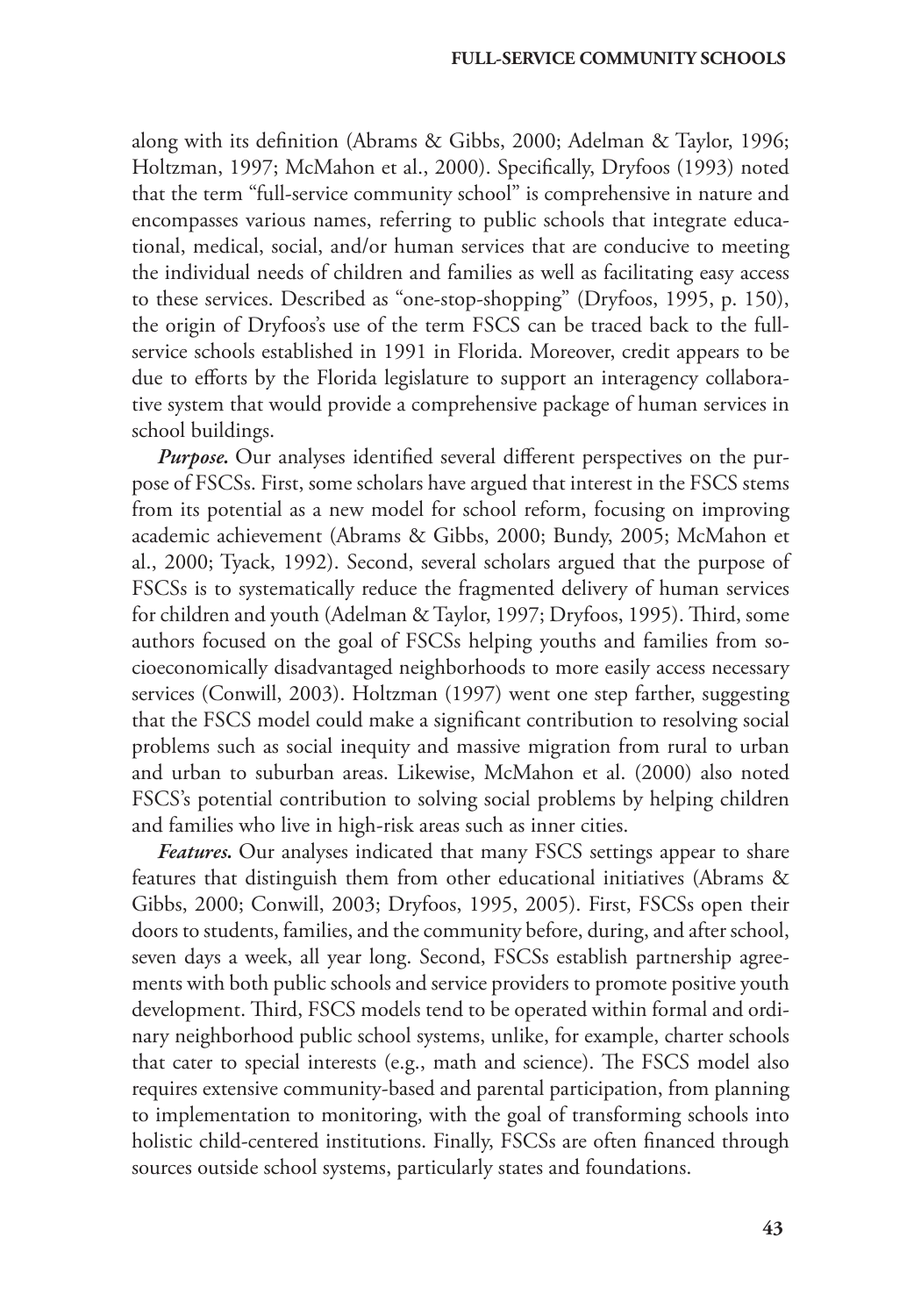along with its definition (Abrams & Gibbs, 2000; Adelman & Taylor, 1996; Holtzman, 1997; McMahon et al., 2000). Specifically, Dryfoos (1993) noted that the term "full-service community school" is comprehensive in nature and encompasses various names, referring to public schools that integrate educational, medical, social, and/or human services that are conducive to meeting the individual needs of children and families as well as facilitating easy access to these services. Described as "one-stop-shopping" (Dryfoos, 1995, p. 150), the origin of Dryfoos's use of the term FSCS can be traced back to the full-service schools established in 1991 in Florida. Moreover, credit appears to be due to efforts by the Florida legislature to support an interagency collaborative system that would provide a comprehensive package of human services in school buildings.

***Purpose.*** Our analyses identified several different perspectives on the purpose of FSCSs. First, some scholars have argued that interest in the FSCS stems from its potential as a new model for school reform, focusing on improving academic achievement (Abrams & Gibbs, 2000; Bundy, 2005; McMahon et al., 2000; Tyack, 1992). Second, several scholars argued that the purpose of FSCSs is to systematically reduce the fragmented delivery of human services for children and youth (Adelman & Taylor, 1997; Dryfoos, 1995). Third, some authors focused on the goal of FSCSs helping youths and families from socioeconomically disadvantaged neighborhoods to more easily access necessary services (Conwill, 2003). Holtzman (1997) went one step farther, suggesting that the FSCS model could make a significant contribution to resolving social problems such as social inequity and massive migration from rural to urban and urban to suburban areas. Likewise, McMahon et al. (2000) also noted FSCS's potential contribution to solving social problems by helping children and families who live in high-risk areas such as inner cities.

***Features.*** Our analyses indicated that many FSCS settings appear to share features that distinguish them from other educational initiatives (Abrams & Gibbs, 2000; Conwill, 2003; Dryfoos, 1995, 2005). First, FSCSs open their doors to students, families, and the community before, during, and after school, seven days a week, all year long. Second, FSCSs establish partnership agreements with both public schools and service providers to promote positive youth development. Third, FSCS models tend to be operated within formal and ordinary neighborhood public school systems, unlike, for example, charter schools that cater to special interests (e.g., math and science). The FSCS model also requires extensive community-based and parental participation, from planning to implementation to monitoring, with the goal of transforming schools into holistic child-centered institutions. Finally, FSCSs are often financed through sources outside school systems, particularly states and foundations.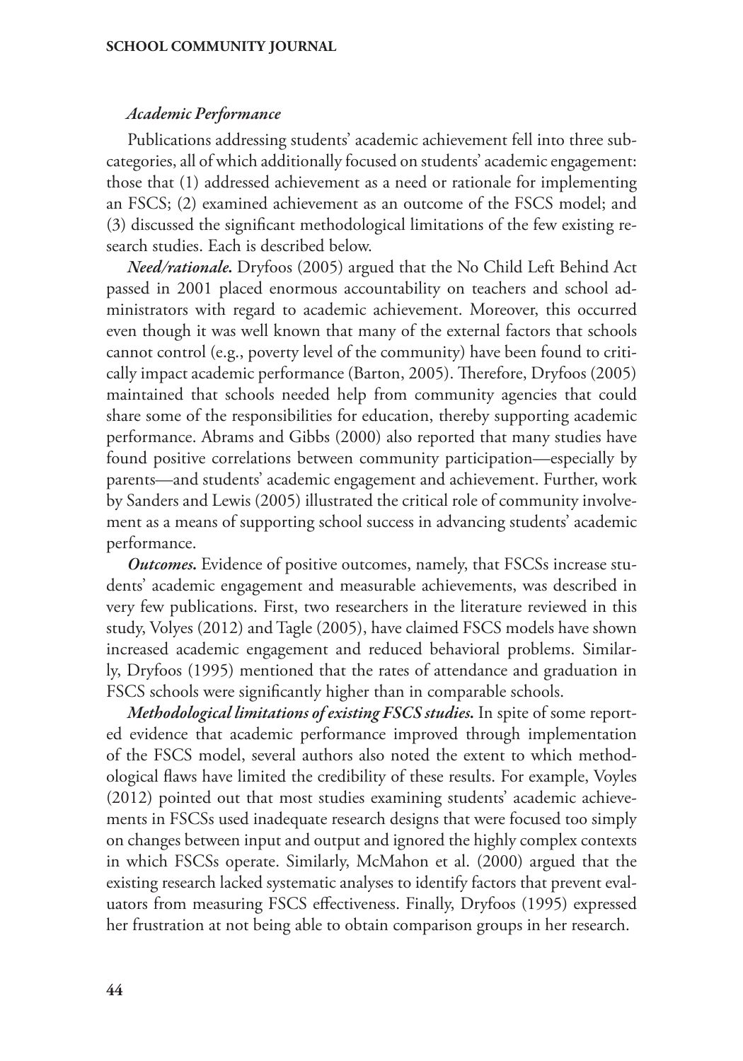### *Academic Performance*

Publications addressing students' academic achievement fell into three subcategories, all of which additionally focused on students' academic engagement: those that (1) addressed achievement as a need or rationale for implementing an FSCS; (2) examined achievement as an outcome of the FSCS model; and (3) discussed the significant methodological limitations of the few existing research studies. Each is described below.

***Need/rationale.*** Dryfoos (2005) argued that the No Child Left Behind Act passed in 2001 placed enormous accountability on teachers and school administrators with regard to academic achievement. Moreover, this occurred even though it was well known that many of the external factors that schools cannot control (e.g., poverty level of the community) have been found to critically impact academic performance (Barton, 2005). Therefore, Dryfoos (2005) maintained that schools needed help from community agencies that could share some of the responsibilities for education, thereby supporting academic performance. Abrams and Gibbs (2000) also reported that many studies have found positive correlations between community participation—especially by parents—and students' academic engagement and achievement. Further, work by Sanders and Lewis (2005) illustrated the critical role of community involvement as a means of supporting school success in advancing students' academic performance.

***Outcomes.*** Evidence of positive outcomes, namely, that FSCSs increase students' academic engagement and measurable achievements, was described in very few publications. First, two researchers in the literature reviewed in this study, Volyes (2012) and Tagle (2005), have claimed FSCS models have shown increased academic engagement and reduced behavioral problems. Similarly, Dryfoos (1995) mentioned that the rates of attendance and graduation in FSCS schools were significantly higher than in comparable schools.

***Methodological limitations of existing FSCS studies.*** In spite of some reported evidence that academic performance improved through implementation of the FSCS model, several authors also noted the extent to which methodological flaws have limited the credibility of these results. For example, Voyles (2012) pointed out that most studies examining students' academic achievements in FSCSs used inadequate research designs that were focused too simply on changes between input and output and ignored the highly complex contexts in which FSCSs operate. Similarly, McMahon et al. (2000) argued that the existing research lacked systematic analyses to identify factors that prevent evaluators from measuring FSCS effectiveness. Finally, Dryfoos (1995) expressed her frustration at not being able to obtain comparison groups in her research.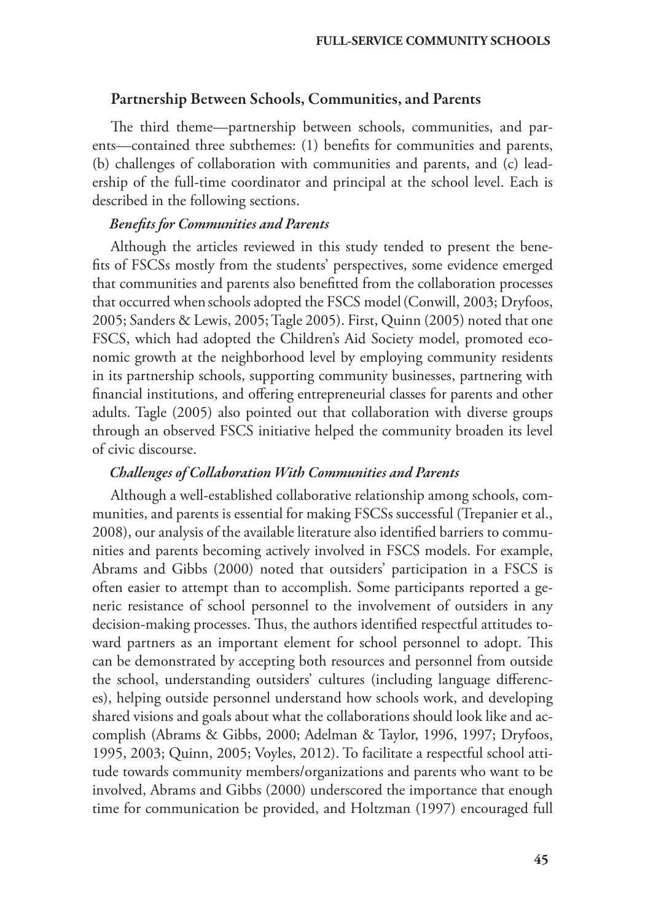## Partnership Between Schools, Communities, and Parents

The third theme—partnership between schools, communities, and parents—contained three subthemes: (1) benefits for communities and parents, (b) challenges of collaboration with communities and parents, and (c) leadership of the full-time coordinator and principal at the school level. Each is described in the following sections.

### *Benefits for Communities and Parents*

Although the articles reviewed in this study tended to present the benefits of FSCSs mostly from the students' perspectives, some evidence emerged that communities and parents also benefitted from the collaboration processes that occurred when schools adopted the FSCS model (Conwill, 2003; Dryfoos, 2005; Sanders & Lewis, 2005; Tagle 2005). First, Quinn (2005) noted that one FSCS, which had adopted the Children's Aid Society model, promoted economic growth at the neighborhood level by employing community residents in its partnership schools, supporting community businesses, partnering with financial institutions, and offering entrepreneurial classes for parents and other adults. Tagle (2005) also pointed out that collaboration with diverse groups through an observed FSCS initiative helped the community broaden its level of civic discourse.

### *Challenges of Collaboration With Communities and Parents*

Although a well-established collaborative relationship among schools, communities, and parents is essential for making FSCSs successful (Trepanier et al., 2008), our analysis of the available literature also identified barriers to communities and parents becoming actively involved in FSCS models. For example, Abrams and Gibbs (2000) noted that outsiders' participation in a FSCS is often easier to attempt than to accomplish. Some participants reported a generic resistance of school personnel to the involvement of outsiders in any decision-making processes. Thus, the authors identified respectful attitudes toward partners as an important element for school personnel to adopt. This can be demonstrated by accepting both resources and personnel from outside the school, understanding outsiders' cultures (including language differences), helping outside personnel understand how schools work, and developing shared visions and goals about what the collaborations should look like and accomplish (Abrams & Gibbs, 2000; Adelman & Taylor, 1996, 1997; Dryfoos, 1995, 2003; Quinn, 2005; Voyles, 2012). To facilitate a respectful school attitude towards community members/organizations and parents who want to be involved, Abrams and Gibbs (2000) underscored the importance that enough time for communication be provided, and Holtzman (1997) encouraged full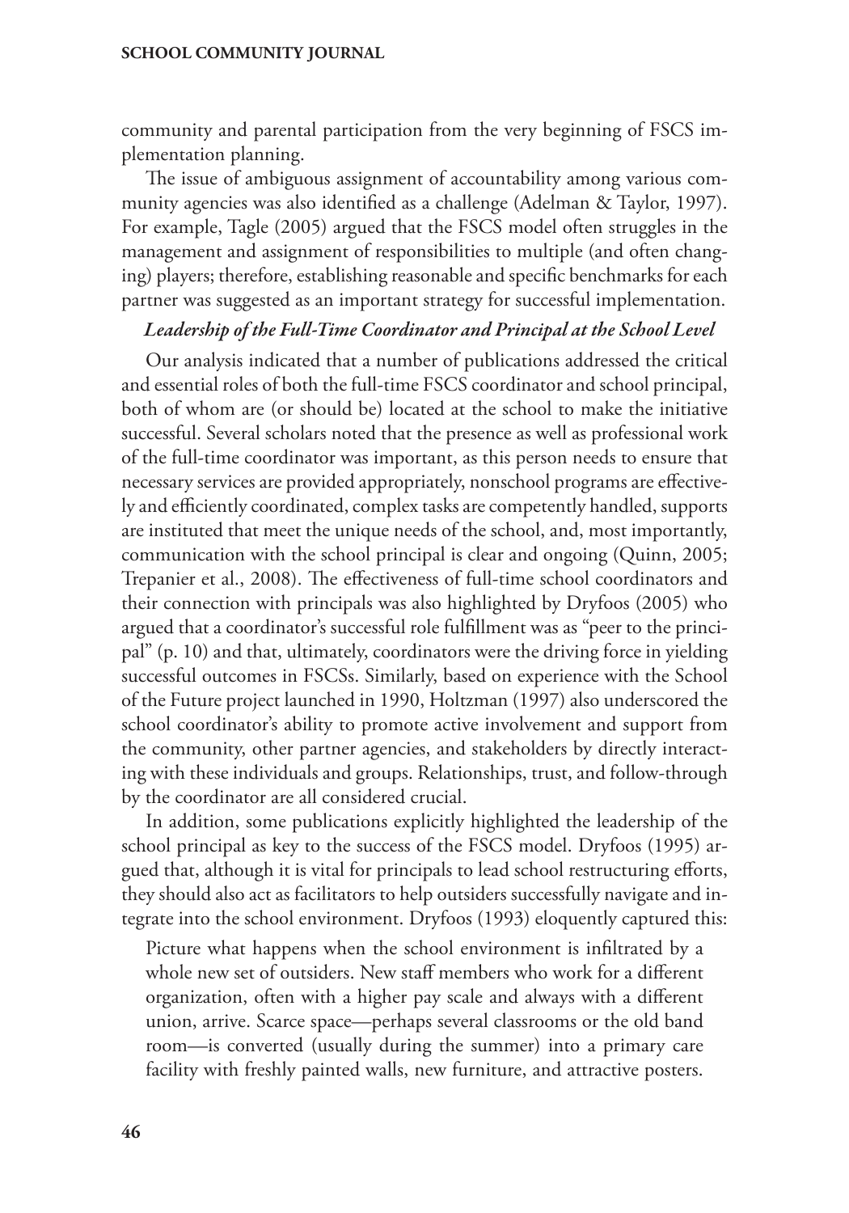community and parental participation from the very beginning of FSCS implementation planning.

The issue of ambiguous assignment of accountability among various community agencies was also identified as a challenge (Adelman & Taylor, 1997). For example, Tagle (2005) argued that the FSCS model often struggles in the management and assignment of responsibilities to multiple (and often changing) players; therefore, establishing reasonable and specific benchmarks for each partner was suggested as an important strategy for successful implementation.

***Leadership of the Full-Time Coordinator and Principal at the School Level***

Our analysis indicated that a number of publications addressed the critical and essential roles of both the full-time FSCS coordinator and school principal, both of whom are (or should be) located at the school to make the initiative successful. Several scholars noted that the presence as well as professional work of the full-time coordinator was important, as this person needs to ensure that necessary services are provided appropriately, nonschool programs are effectively and efficiently coordinated, complex tasks are competently handled, supports are instituted that meet the unique needs of the school, and, most importantly, communication with the school principal is clear and ongoing (Quinn, 2005; Trepanier et al., 2008). The effectiveness of full-time school coordinators and their connection with principals was also highlighted by Dryfoos (2005) who argued that a coordinator's successful role fulfillment was as "peer to the principal" (p. 10) and that, ultimately, coordinators were the driving force in yielding successful outcomes in FSCSs. Similarly, based on experience with the School of the Future project launched in 1990, Holtzman (1997) also underscored the school coordinator's ability to promote active involvement and support from the community, other partner agencies, and stakeholders by directly interacting with these individuals and groups. Relationships, trust, and follow-through by the coordinator are all considered crucial.

In addition, some publications explicitly highlighted the leadership of the school principal as key to the success of the FSCS model. Dryfoos (1995) argued that, although it is vital for principals to lead school restructuring efforts, they should also act as facilitators to help outsiders successfully navigate and integrate into the school environment. Dryfoos (1993) eloquently captured this:

> Picture what happens when the school environment is infiltrated by a whole new set of outsiders. New staff members who work for a different organization, often with a higher pay scale and always with a different union, arrive. Scarce space—perhaps several classrooms or the old band room—is converted (usually during the summer) into a primary care facility with freshly painted walls, new furniture, and attractive posters.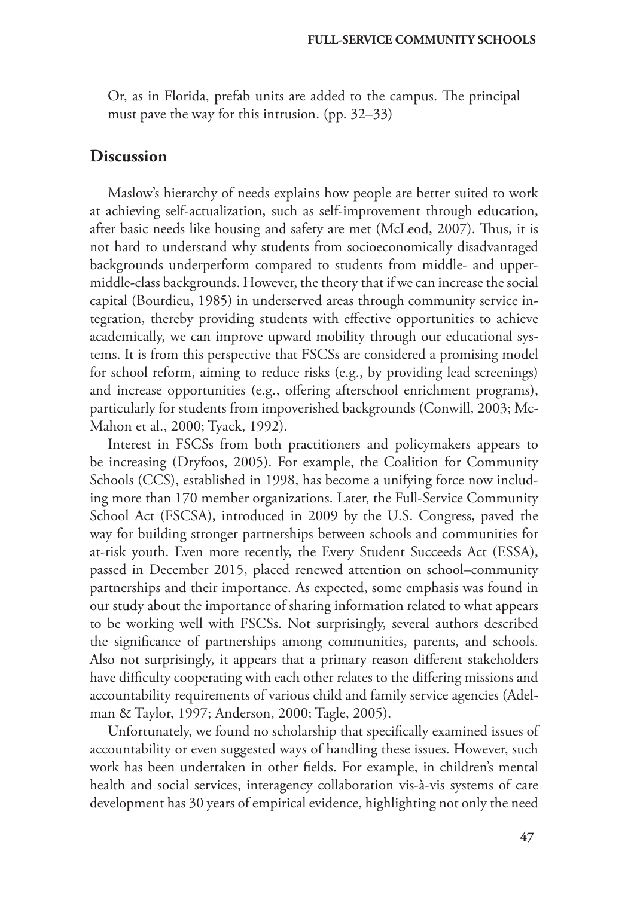Or, as in Florida, prefab units are added to the campus. The principal must pave the way for this intrusion. (pp. 32–33)

## Discussion

Maslow's hierarchy of needs explains how people are better suited to work at achieving self-actualization, such as self-improvement through education, after basic needs like housing and safety are met (McLeod, 2007). Thus, it is not hard to understand why students from socioeconomically disadvantaged backgrounds underperform compared to students from middle- and upper-middle-class backgrounds. However, the theory that if we can increase the social capital (Bourdieu, 1985) in underserved areas through community service integration, thereby providing students with effective opportunities to achieve academically, we can improve upward mobility through our educational systems. It is from this perspective that FSCSs are considered a promising model for school reform, aiming to reduce risks (e.g., by providing lead screenings) and increase opportunities (e.g., offering afterschool enrichment programs), particularly for students from impoverished backgrounds (Conwill, 2003; McMahon et al., 2000; Tyack, 1992).

Interest in FSCSs from both practitioners and policymakers appears to be increasing (Dryfoos, 2005). For example, the Coalition for Community Schools (CCS), established in 1998, has become a unifying force now including more than 170 member organizations. Later, the Full-Service Community School Act (FSCSA), introduced in 2009 by the U.S. Congress, paved the way for building stronger partnerships between schools and communities for at-risk youth. Even more recently, the Every Student Succeeds Act (ESSA), passed in December 2015, placed renewed attention on school–community partnerships and their importance. As expected, some emphasis was found in our study about the importance of sharing information related to what appears to be working well with FSCSs. Not surprisingly, several authors described the significance of partnerships among communities, parents, and schools. Also not surprisingly, it appears that a primary reason different stakeholders have difficulty cooperating with each other relates to the differing missions and accountability requirements of various child and family service agencies (Adelman & Taylor, 1997; Anderson, 2000; Tagle, 2005).

Unfortunately, we found no scholarship that specifically examined issues of accountability or even suggested ways of handling these issues. However, such work has been undertaken in other fields. For example, in children's mental health and social services, interagency collaboration vis-à-vis systems of care development has 30 years of empirical evidence, highlighting not only the need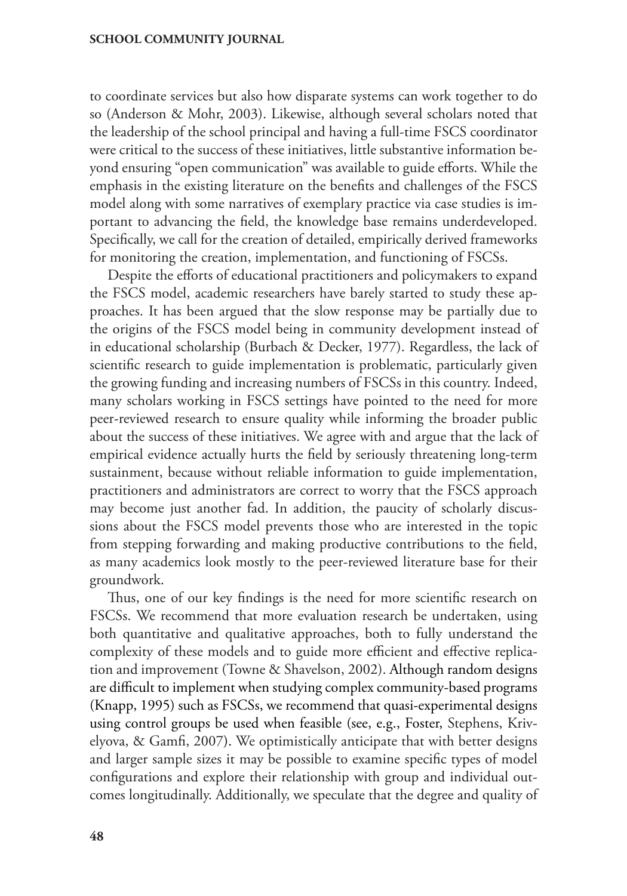to coordinate services but also how disparate systems can work together to do so (Anderson & Mohr, 2003). Likewise, although several scholars noted that the leadership of the school principal and having a full-time FSCS coordinator were critical to the success of these initiatives, little substantive information beyond ensuring "open communication" was available to guide efforts. While the emphasis in the existing literature on the benefits and challenges of the FSCS model along with some narratives of exemplary practice via case studies is important to advancing the field, the knowledge base remains underdeveloped. Specifically, we call for the creation of detailed, empirically derived frameworks for monitoring the creation, implementation, and functioning of FSCSs.

Despite the efforts of educational practitioners and policymakers to expand the FSCS model, academic researchers have barely started to study these approaches. It has been argued that the slow response may be partially due to the origins of the FSCS model being in community development instead of in educational scholarship (Burbach & Decker, 1977). Regardless, the lack of scientific research to guide implementation is problematic, particularly given the growing funding and increasing numbers of FSCSs in this country. Indeed, many scholars working in FSCS settings have pointed to the need for more peer-reviewed research to ensure quality while informing the broader public about the success of these initiatives. We agree with and argue that the lack of empirical evidence actually hurts the field by seriously threatening long-term sustainment, because without reliable information to guide implementation, practitioners and administrators are correct to worry that the FSCS approach may become just another fad. In addition, the paucity of scholarly discussions about the FSCS model prevents those who are interested in the topic from stepping forwarding and making productive contributions to the field, as many academics look mostly to the peer-reviewed literature base for their groundwork.

Thus, one of our key findings is the need for more scientific research on FSCSs. We recommend that more evaluation research be undertaken, using both quantitative and qualitative approaches, both to fully understand the complexity of these models and to guide more efficient and effective replication and improvement (Towne & Shavelson, 2002). Although random designs are difficult to implement when studying complex community-based programs (Knapp, 1995) such as FSCSs, we recommend that quasi-experimental designs using control groups be used when feasible (see, e.g., Foster, Stephens, Krivelyova, & Gamfi, 2007). We optimistically anticipate that with better designs and larger sample sizes it may be possible to examine specific types of model configurations and explore their relationship with group and individual outcomes longitudinally. Additionally, we speculate that the degree and quality of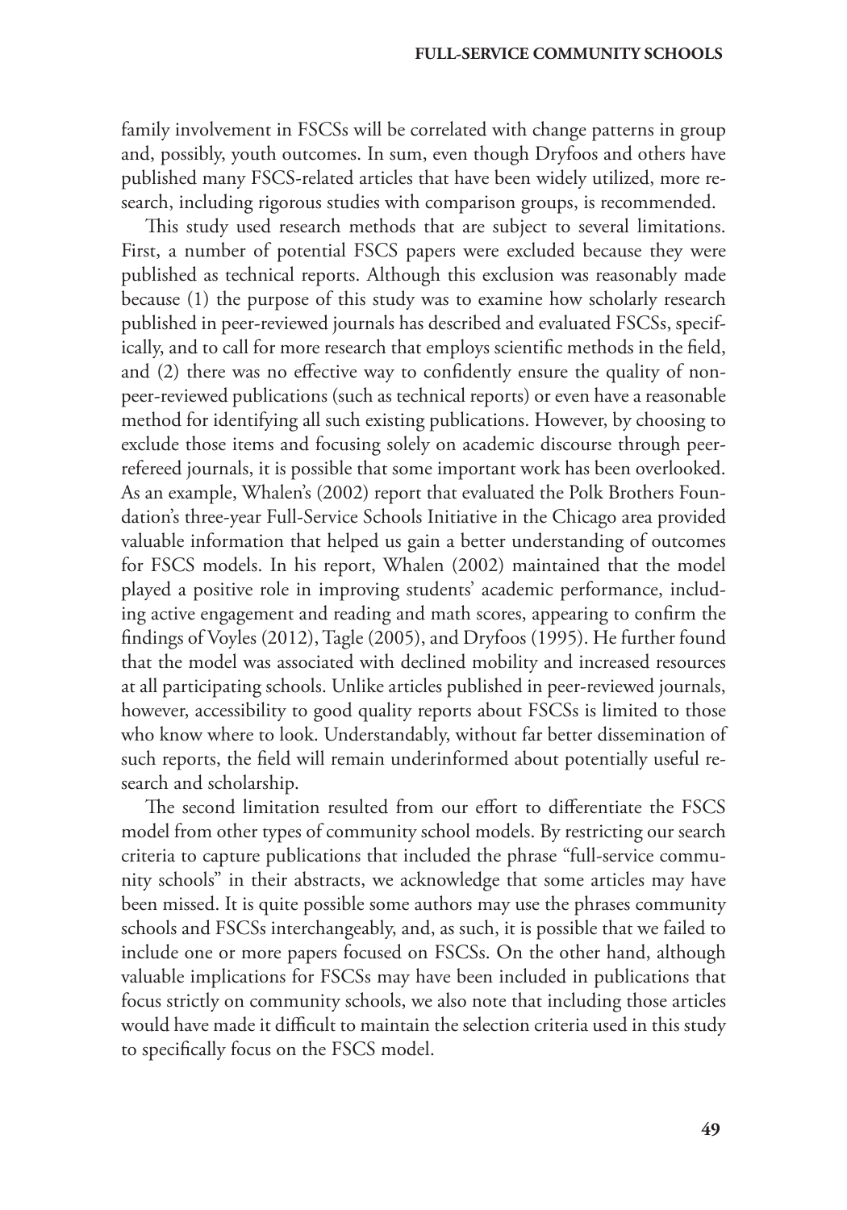family involvement in FSCSs will be correlated with change patterns in group and, possibly, youth outcomes. In sum, even though Dryfoos and others have published many FSCS-related articles that have been widely utilized, more research, including rigorous studies with comparison groups, is recommended.

This study used research methods that are subject to several limitations. First, a number of potential FSCS papers were excluded because they were published as technical reports. Although this exclusion was reasonably made because (1) the purpose of this study was to examine how scholarly research published in peer-reviewed journals has described and evaluated FSCSs, specifically, and to call for more research that employs scientific methods in the field, and (2) there was no effective way to confidently ensure the quality of non-peer-reviewed publications (such as technical reports) or even have a reasonable method for identifying all such existing publications. However, by choosing to exclude those items and focusing solely on academic discourse through peer-refereed journals, it is possible that some important work has been overlooked. As an example, Whalen's (2002) report that evaluated the Polk Brothers Foundation's three-year Full-Service Schools Initiative in the Chicago area provided valuable information that helped us gain a better understanding of outcomes for FSCS models. In his report, Whalen (2002) maintained that the model played a positive role in improving students' academic performance, including active engagement and reading and math scores, appearing to confirm the findings of Voyles (2012), Tagle (2005), and Dryfoos (1995). He further found that the model was associated with declined mobility and increased resources at all participating schools. Unlike articles published in peer-reviewed journals, however, accessibility to good quality reports about FSCSs is limited to those who know where to look. Understandably, without far better dissemination of such reports, the field will remain underinformed about potentially useful research and scholarship.

The second limitation resulted from our effort to differentiate the FSCS model from other types of community school models. By restricting our search criteria to capture publications that included the phrase "full-service community schools" in their abstracts, we acknowledge that some articles may have been missed. It is quite possible some authors may use the phrases community schools and FSCSs interchangeably, and, as such, it is possible that we failed to include one or more papers focused on FSCSs. On the other hand, although valuable implications for FSCSs may have been included in publications that focus strictly on community schools, we also note that including those articles would have made it difficult to maintain the selection criteria used in this study to specifically focus on the FSCS model.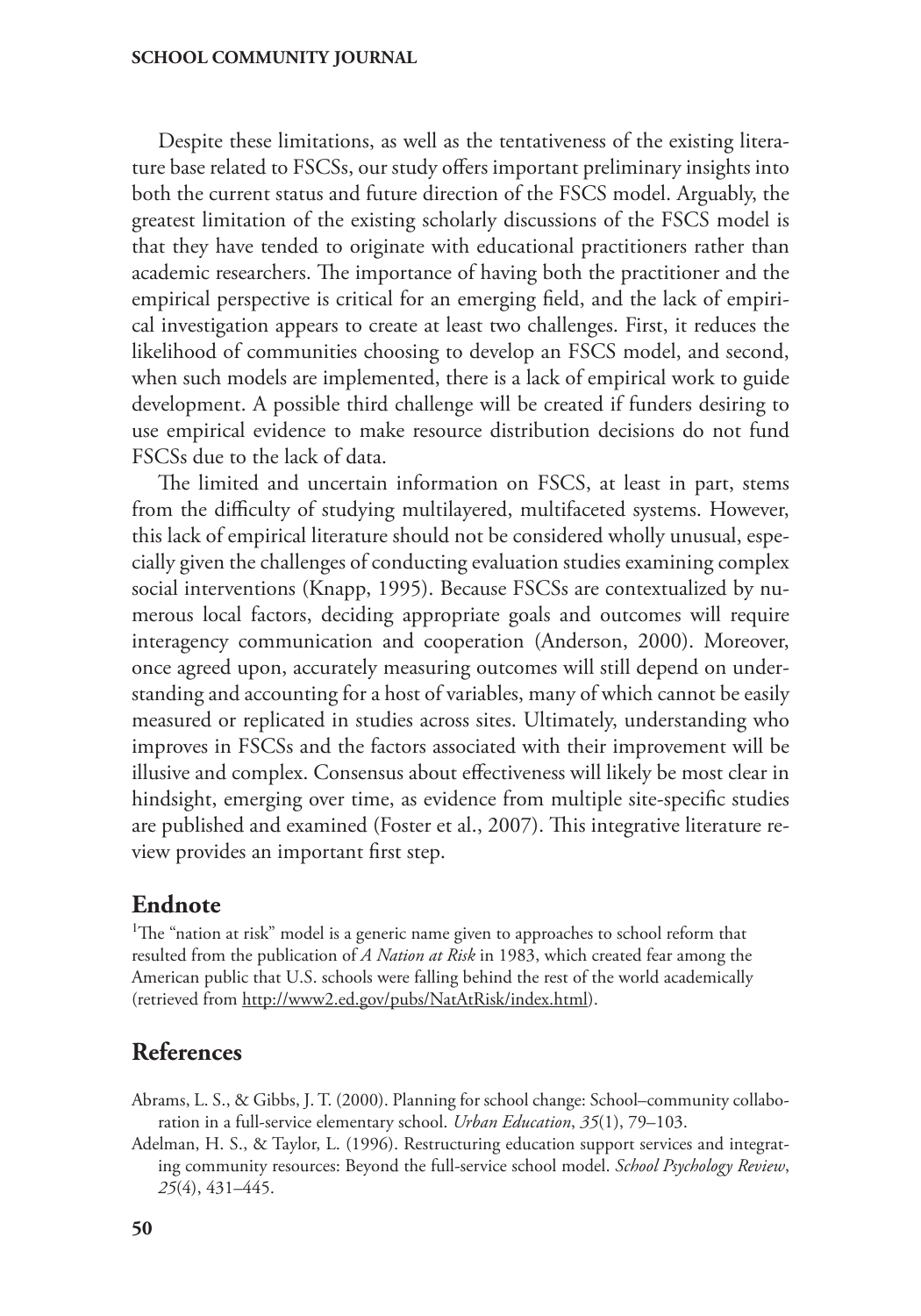Despite these limitations, as well as the tentativeness of the existing literature base related to FSCSs, our study offers important preliminary insights into both the current status and future direction of the FSCS model. Arguably, the greatest limitation of the existing scholarly discussions of the FSCS model is that they have tended to originate with educational practitioners rather than academic researchers. The importance of having both the practitioner and the empirical perspective is critical for an emerging field, and the lack of empirical investigation appears to create at least two challenges. First, it reduces the likelihood of communities choosing to develop an FSCS model, and second, when such models are implemented, there is a lack of empirical work to guide development. A possible third challenge will be created if funders desiring to use empirical evidence to make resource distribution decisions do not fund FSCSs due to the lack of data.

The limited and uncertain information on FSCS, at least in part, stems from the difficulty of studying multilayered, multifaceted systems. However, this lack of empirical literature should not be considered wholly unusual, especially given the challenges of conducting evaluation studies examining complex social interventions (Knapp, 1995). Because FSCSs are contextualized by numerous local factors, deciding appropriate goals and outcomes will require interagency communication and cooperation (Anderson, 2000). Moreover, once agreed upon, accurately measuring outcomes will still depend on understanding and accounting for a host of variables, many of which cannot be easily measured or replicated in studies across sites. Ultimately, understanding who improves in FSCSs and the factors associated with their improvement will be illusive and complex. Consensus about effectiveness will likely be most clear in hindsight, emerging over time, as evidence from multiple site-specific studies are published and examined (Foster et al., 2007). This integrative literature review provides an important first step.

## Endnote

[1]The "nation at risk" model is a generic name given to approaches to school reform that resulted from the publication of *A Nation at Risk* in 1983, which created fear among the American public that U.S. schools were falling behind the rest of the world academically (retrieved from http://www2.ed.gov/pubs/NatAtRisk/index.html).

## References

Abrams, L. S., & Gibbs, J. T. (2000). Planning for school change: School–community collaboration in a full-service elementary school. *Urban Education*, *35*(1), 79–103.

Adelman, H. S., & Taylor, L. (1996). Restructuring education support services and integrating community resources: Beyond the full-service school model. *School Psychology Review*, *25*(4), 431–445.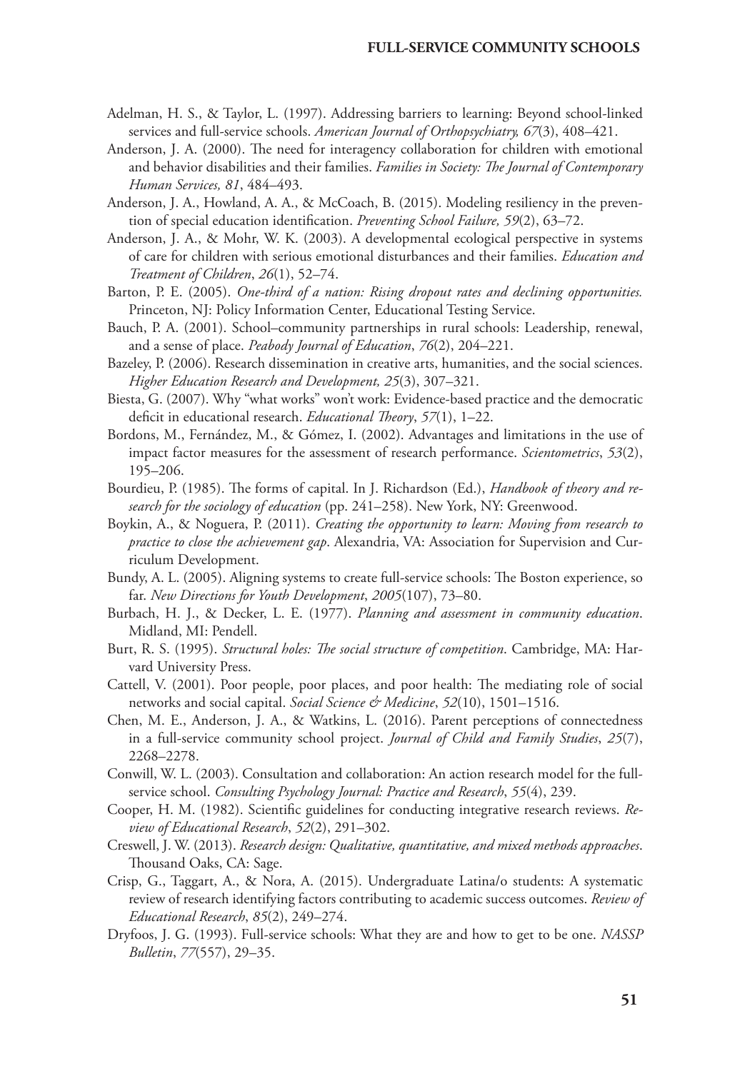Adelman, H. S., & Taylor, L. (1997). Addressing barriers to learning: Beyond school-linked services and full-service schools. *American Journal of Orthopsychiatry, 67*(3), 408–421.

Anderson, J. A. (2000). The need for interagency collaboration for children with emotional and behavior disabilities and their families. *Families in Society: The Journal of Contemporary Human Services, 81*, 484–493.

Anderson, J. A., Howland, A. A., & McCoach, B. (2015). Modeling resiliency in the prevention of special education identification. *Preventing School Failure, 59*(2), 63–72.

Anderson, J. A., & Mohr, W. K. (2003). A developmental ecological perspective in systems of care for children with serious emotional disturbances and their families. *Education and Treatment of Children*, *26*(1), 52–74.

Barton, P. E. (2005). *One-third of a nation: Rising dropout rates and declining opportunities.* Princeton, NJ: Policy Information Center, Educational Testing Service.

Bauch, P. A. (2001). School–community partnerships in rural schools: Leadership, renewal, and a sense of place. *Peabody Journal of Education*, *76*(2), 204–221.

Bazeley, P. (2006). Research dissemination in creative arts, humanities, and the social sciences. *Higher Education Research and Development, 25*(3), 307–321.

Biesta, G. (2007). Why "what works" won't work: Evidence-based practice and the democratic deficit in educational research. *Educational Theory*, *57*(1), 1–22.

Bordons, M., Fernández, M., & Gómez, I. (2002). Advantages and limitations in the use of impact factor measures for the assessment of research performance. *Scientometrics*, *53*(2), 195–206.

Bourdieu, P. (1985). The forms of capital. In J. Richardson (Ed.), *Handbook of theory and research for the sociology of education* (pp. 241–258). New York, NY: Greenwood.

Boykin, A., & Noguera, P. (2011). *Creating the opportunity to learn: Moving from research to practice to close the achievement gap*. Alexandria, VA: Association for Supervision and Curriculum Development.

Bundy, A. L. (2005). Aligning systems to create full-service schools: The Boston experience, so far. *New Directions for Youth Development*, *2005*(107), 73–80.

Burbach, H. J., & Decker, L. E. (1977). *Planning and assessment in community education*. Midland, MI: Pendell.

Burt, R. S. (1995). *Structural holes: The social structure of competition*. Cambridge, MA: Harvard University Press.

Cattell, V. (2001). Poor people, poor places, and poor health: The mediating role of social networks and social capital. *Social Science & Medicine*, *52*(10), 1501–1516.

Chen, M. E., Anderson, J. A., & Watkins, L. (2016). Parent perceptions of connectedness in a full-service community school project. *Journal of Child and Family Studies*, *25*(7), 2268–2278.

Conwill, W. L. (2003). Consultation and collaboration: An action research model for the full-service school. *Consulting Psychology Journal: Practice and Research*, *55*(4), 239.

Cooper, H. M. (1982). Scientific guidelines for conducting integrative research reviews. *Review of Educational Research*, *52*(2), 291–302.

Creswell, J. W. (2013). *Research design: Qualitative, quantitative, and mixed methods approaches*. Thousand Oaks, CA: Sage.

Crisp, G., Taggart, A., & Nora, A. (2015). Undergraduate Latina/o students: A systematic review of research identifying factors contributing to academic success outcomes. *Review of Educational Research*, *85*(2), 249–274.

Dryfoos, J. G. (1993). Full-service schools: What they are and how to get to be one. *NASSP Bulletin*, *77*(557), 29–35.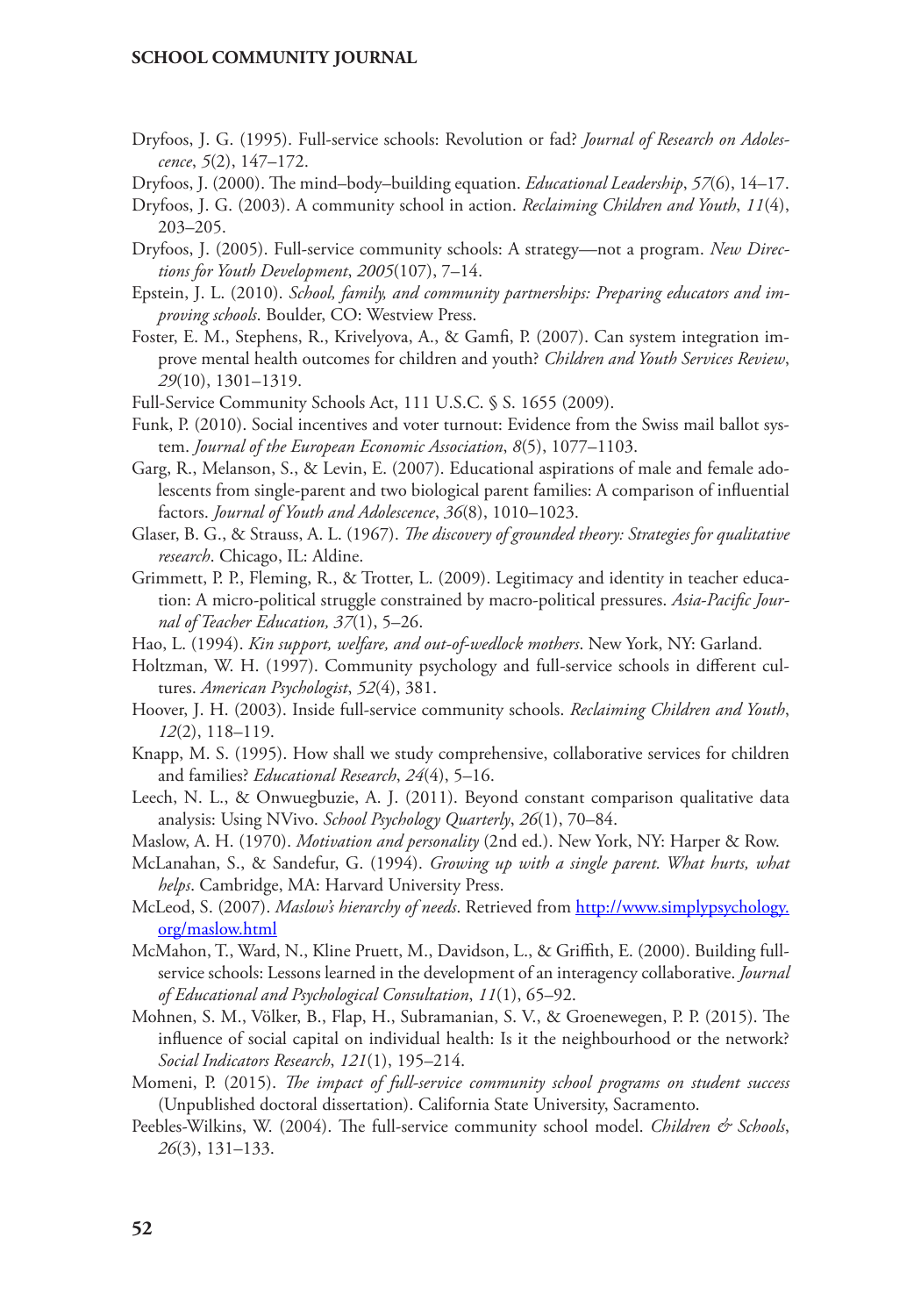Dryfoos, J. G. (1995). Full-service schools: Revolution or fad? *Journal of Research on Adolescence*, *5*(2), 147–172.

Dryfoos, J. (2000). The mind–body–building equation. *Educational Leadership*, *57*(6), 14–17.

Dryfoos, J. G. (2003). A community school in action. *Reclaiming Children and Youth*, *11*(4), 203–205.

Dryfoos, J. (2005). Full-service community schools: A strategy—not a program. *New Directions for Youth Development*, *2005*(107), 7–14.

Epstein, J. L. (2010). *School, family, and community partnerships: Preparing educators and improving schools*. Boulder, CO: Westview Press.

Foster, E. M., Stephens, R., Krivelyova, A., & Gamfi, P. (2007). Can system integration improve mental health outcomes for children and youth? *Children and Youth Services Review*, *29*(10), 1301–1319.

Full-Service Community Schools Act, 111 U.S.C. § S. 1655 (2009).

Funk, P. (2010). Social incentives and voter turnout: Evidence from the Swiss mail ballot system. *Journal of the European Economic Association*, *8*(5), 1077–1103.

Garg, R., Melanson, S., & Levin, E. (2007). Educational aspirations of male and female adolescents from single-parent and two biological parent families: A comparison of influential factors. *Journal of Youth and Adolescence*, *36*(8), 1010–1023.

Glaser, B. G., & Strauss, A. L. (1967). *The discovery of grounded theory: Strategies for qualitative research*. Chicago, IL: Aldine.

Grimmett, P. P., Fleming, R., & Trotter, L. (2009). Legitimacy and identity in teacher education: A micro-political struggle constrained by macro-political pressures. *Asia-Pacific Journal of Teacher Education, 37*(1), 5–26.

Hao, L. (1994). *Kin support, welfare, and out-of-wedlock mothers*. New York, NY: Garland.

Holtzman, W. H. (1997). Community psychology and full-service schools in different cultures. *American Psychologist*, *52*(4), 381.

Hoover, J. H. (2003). Inside full-service community schools. *Reclaiming Children and Youth*, *12*(2), 118–119.

Knapp, M. S. (1995). How shall we study comprehensive, collaborative services for children and families? *Educational Research*, *24*(4), 5–16.

Leech, N. L., & Onwuegbuzie, A. J. (2011). Beyond constant comparison qualitative data analysis: Using NVivo. *School Psychology Quarterly*, *26*(1), 70–84.

Maslow, A. H. (1970). *Motivation and personality* (2nd ed.). New York, NY: Harper & Row.

McLanahan, S., & Sandefur, G. (1994). *Growing up with a single parent. What hurts, what helps*. Cambridge, MA: Harvard University Press.

McLeod, S. (2007). *Maslow's hierarchy of needs*. Retrieved from http://www.simplypsychology.org/maslow.html

McMahon, T., Ward, N., Kline Pruett, M., Davidson, L., & Griffith, E. (2000). Building full-service schools: Lessons learned in the development of an interagency collaborative. *Journal of Educational and Psychological Consultation*, *11*(1), 65–92.

Mohnen, S. M., Völker, B., Flap, H., Subramanian, S. V., & Groenewegen, P. P. (2015). The influence of social capital on individual health: Is it the neighbourhood or the network? *Social Indicators Research*, *121*(1), 195–214.

Momeni, P. (2015). *The impact of full-service community school programs on student success* (Unpublished doctoral dissertation). California State University, Sacramento.

Peebles-Wilkins, W. (2004). The full-service community school model. *Children & Schools*, *26*(3), 131–133.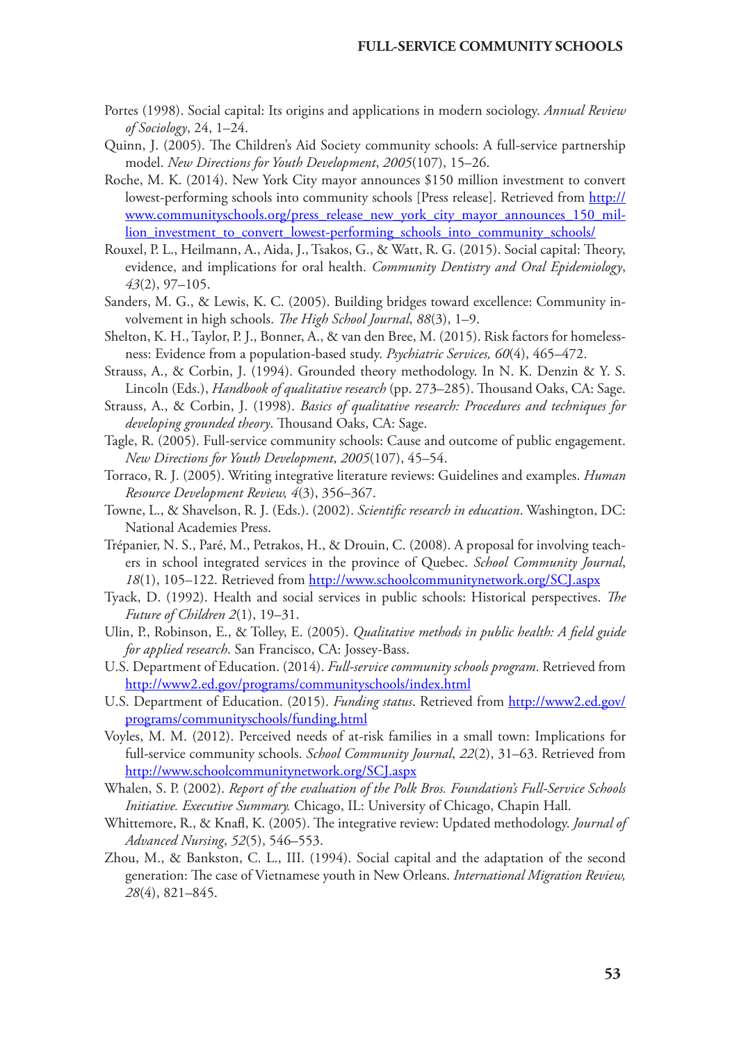Portes (1998). Social capital: Its origins and applications in modern sociology. *Annual Review of Sociology*, 24, 1–24.

Quinn, J. (2005). The Children's Aid Society community schools: A full-service partnership model. *New Directions for Youth Development*, *2005*(107), 15–26.

Roche, M. K. (2014). New York City mayor announces $150 million investment to convert lowest-performing schools into community schools [Press release]. Retrieved from http://www.communityschools.org/press_release_new_york_city_mayor_announces_150_million_investment_to_convert_lowest-performing_schools_into_community_schools/

Rouxel, P. L., Heilmann, A., Aida, J., Tsakos, G., & Watt, R. G. (2015). Social capital: Theory, evidence, and implications for oral health. *Community Dentistry and Oral Epidemiology*, *43*(2), 97–105.

Sanders, M. G., & Lewis, K. C. (2005). Building bridges toward excellence: Community involvement in high schools. *The High School Journal*, *88*(3), 1–9.

Shelton, K. H., Taylor, P. J., Bonner, A., & van den Bree, M. (2015). Risk factors for homelessness: Evidence from a population-based study. *Psychiatric Services, 60*(4), 465–472.

Strauss, A., & Corbin, J. (1994). Grounded theory methodology. In N. K. Denzin & Y. S. Lincoln (Eds.), *Handbook of qualitative research* (pp. 273–285). Thousand Oaks, CA: Sage.

Strauss, A., & Corbin, J. (1998). *Basics of qualitative research: Procedures and techniques for developing grounded theory*. Thousand Oaks, CA: Sage.

Tagle, R. (2005). Full-service community schools: Cause and outcome of public engagement. *New Directions for Youth Development*, *2005*(107), 45–54.

Torraco, R. J. (2005). Writing integrative literature reviews: Guidelines and examples. *Human Resource Development Review, 4*(3), 356–367.

Towne, L., & Shavelson, R. J. (Eds.). (2002). *Scientific research in education*. Washington, DC: National Academies Press.

Trépanier, N. S., Paré, M., Petrakos, H., & Drouin, C. (2008). A proposal for involving teachers in school integrated services in the province of Quebec. *School Community Journal*, *18*(1), 105–122. Retrieved from http://www.schoolcommunitynetwork.org/SCJ.aspx

Tyack, D. (1992). Health and social services in public schools: Historical perspectives. *The Future of Children 2*(1), 19–31.

Ulin, P., Robinson, E., & Tolley, E. (2005). *Qualitative methods in public health: A field guide for applied research*. San Francisco, CA: Jossey-Bass.

U.S. Department of Education. (2014). *Full-service community schools program*. Retrieved from http://www2.ed.gov/programs/communityschools/index.html

U.S. Department of Education. (2015). *Funding status*. Retrieved from http://www2.ed.gov/programs/communityschools/funding.html

Voyles, M. M. (2012). Perceived needs of at-risk families in a small town: Implications for full-service community schools. *School Community Journal*, *22*(2), 31–63. Retrieved from http://www.schoolcommunitynetwork.org/SCJ.aspx

Whalen, S. P. (2002). *Report of the evaluation of the Polk Bros. Foundation's Full-Service Schools Initiative. Executive Summary.* Chicago, IL: University of Chicago, Chapin Hall.

Whittemore, R., & Knafl, K. (2005). The integrative review: Updated methodology. *Journal of Advanced Nursing*, *52*(5), 546–553.

Zhou, M., & Bankston, C. L., III. (1994). Social capital and the adaptation of the second generation: The case of Vietnamese youth in New Orleans. *International Migration Review, 28*(4), 821–845.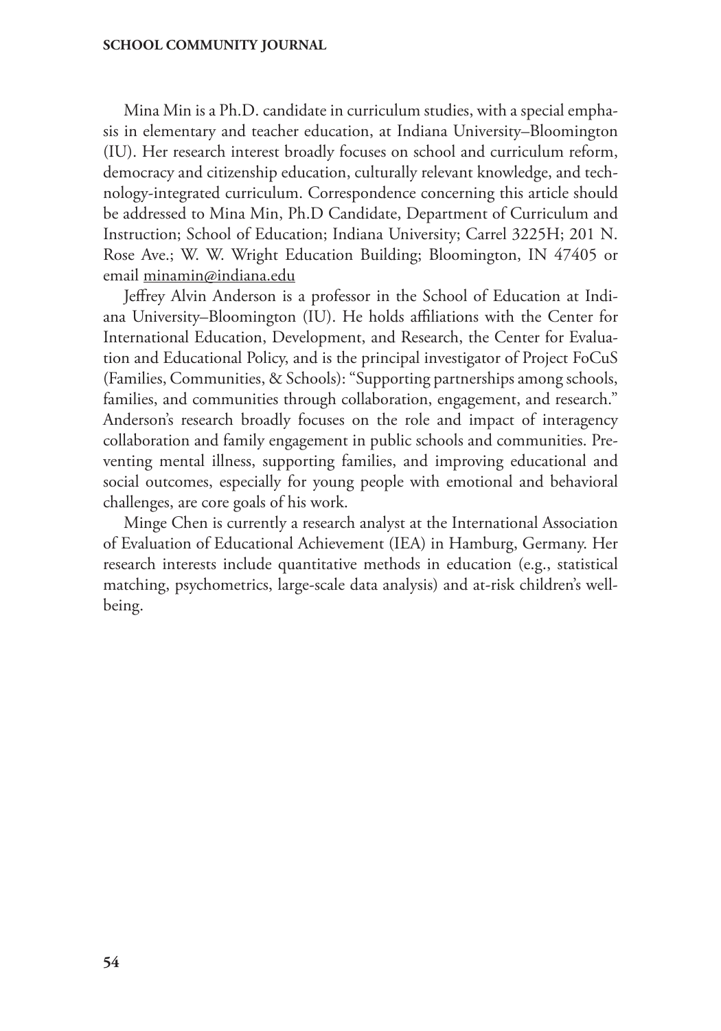Mina Min is a Ph.D. candidate in curriculum studies, with a special emphasis in elementary and teacher education, at Indiana University–Bloomington (IU). Her research interest broadly focuses on school and curriculum reform, democracy and citizenship education, culturally relevant knowledge, and technology-integrated curriculum. Correspondence concerning this article should be addressed to Mina Min, Ph.D Candidate, Department of Curriculum and Instruction; School of Education; Indiana University; Carrel 3225H; 201 N. Rose Ave.; W. W. Wright Education Building; Bloomington, IN 47405 or email minamin@indiana.edu

Jeffrey Alvin Anderson is a professor in the School of Education at Indiana University–Bloomington (IU). He holds affiliations with the Center for International Education, Development, and Research, the Center for Evaluation and Educational Policy, and is the principal investigator of Project FoCuS (Families, Communities, & Schools): "Supporting partnerships among schools, families, and communities through collaboration, engagement, and research." Anderson's research broadly focuses on the role and impact of interagency collaboration and family engagement in public schools and communities. Preventing mental illness, supporting families, and improving educational and social outcomes, especially for young people with emotional and behavioral challenges, are core goals of his work.

Minge Chen is currently a research analyst at the International Association of Evaluation of Educational Achievement (IEA) in Hamburg, Germany. Her research interests include quantitative methods in education (e.g., statistical matching, psychometrics, large-scale data analysis) and at-risk children's well-being.